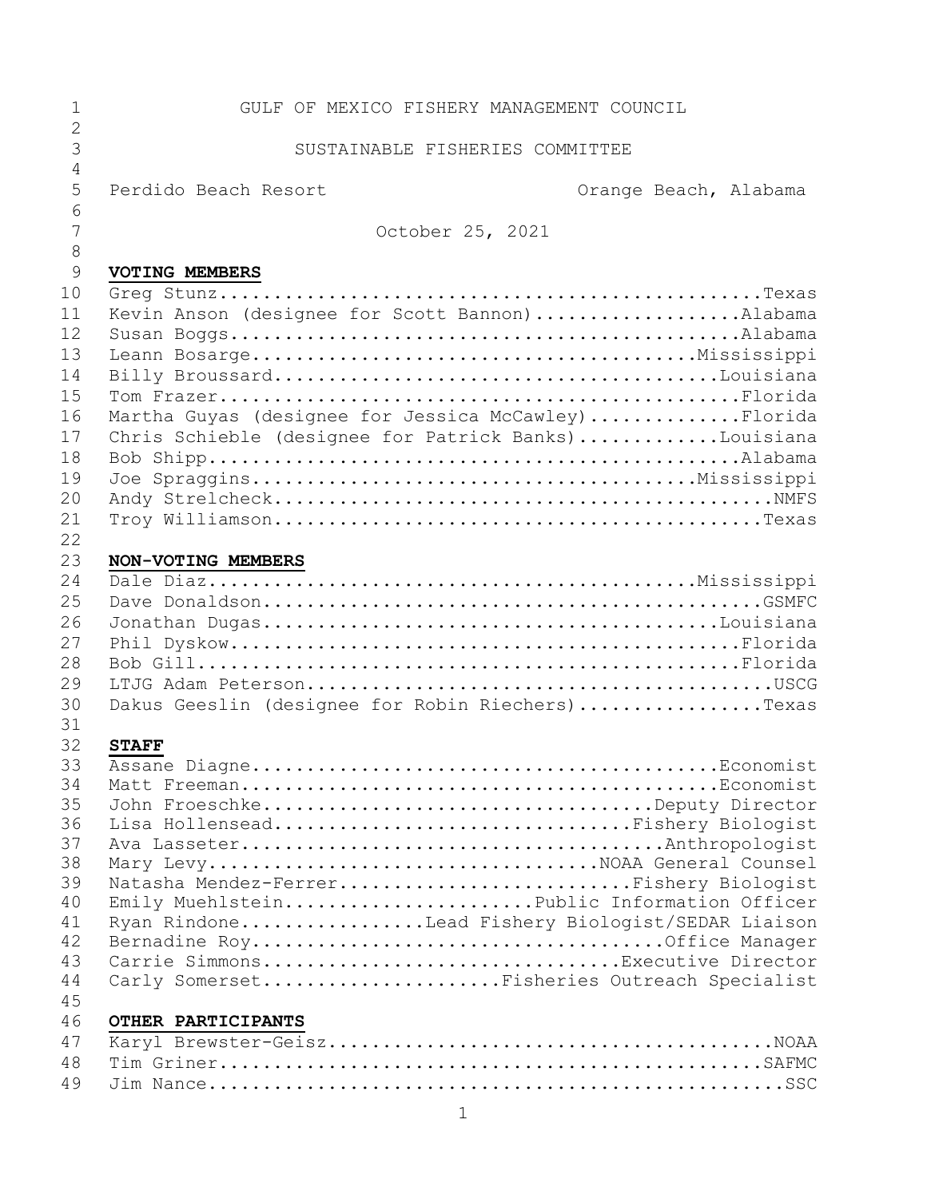GULF OF MEXICO FISHERY MANAGEMENT COUNCIL

SUSTAINABLE FISHERIES COMMITTEE

Perdido Beach Resort — Orange Beach, Alabama

October 25, 2021

**VOTING MEMBERS**

Greg Stunz....................................................Texas
Kevin Anson (designee for Scott Bannon)...................Alabama
Susan Boggs.................................................Alabama
Leann Bosarge...........................................Mississippi
Billy Broussard...........................................Louisiana
Tom Frazer..................................................Florida
Martha Guyas (designee for Jessica McCawley)..............Florida
Chris Schieble (designee for Patrick Banks).............Louisiana
Bob Shipp...................................................Alabama
Joe Spraggins...........................................Mississippi
Andy Strelcheck................................................NMFS
Troy Williamson...............................................Texas

**NON-VOTING MEMBERS**

Dale Diaz...............................................Mississippi
Dave Donaldson................................................GSMFC
Jonathan Dugas............................................Louisiana
Phil Dyskow.................................................Florida
Bob Gill....................................................Florida
LTJG Adam Peterson.............................................USCG
Dakus Geeslin (designee for Robin Riechers).................Texas

**STAFF**

Assane Diagne.............................................Economist
Matt Freeman..............................................Economist
John Froeschke.......................................Deputy Director
Lisa Hollensead....................................Fishery Biologist
Ava Lasseter..........................................Anthropologist
Mary Levy...................................NOAA General Counsel
Natasha Mendez-Ferrer..............................Fishery Biologist
Emily Muehlstein.......................Public Information Officer
Ryan Rindone.................Lead Fishery Biologist/SEDAR Liaison
Bernadine Roy.........................................Office Manager
Carrie Simmons....................................Executive Director
Carly Somerset......................Fisheries Outreach Specialist

**OTHER PARTICIPANTS**

Karyl Brewster-Geisz...........................................NOAA
Tim Griner....................................................SAFMC
Jim Nance.......................................................SSC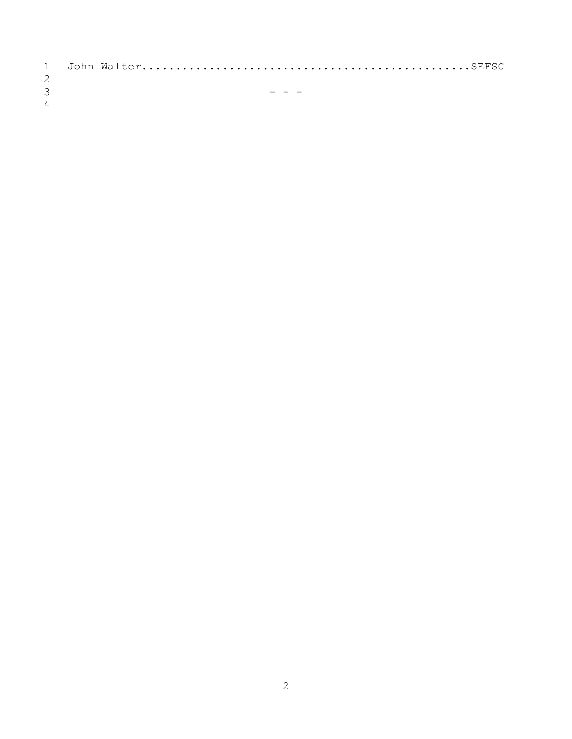John Walter...............................................SEFSC

- - -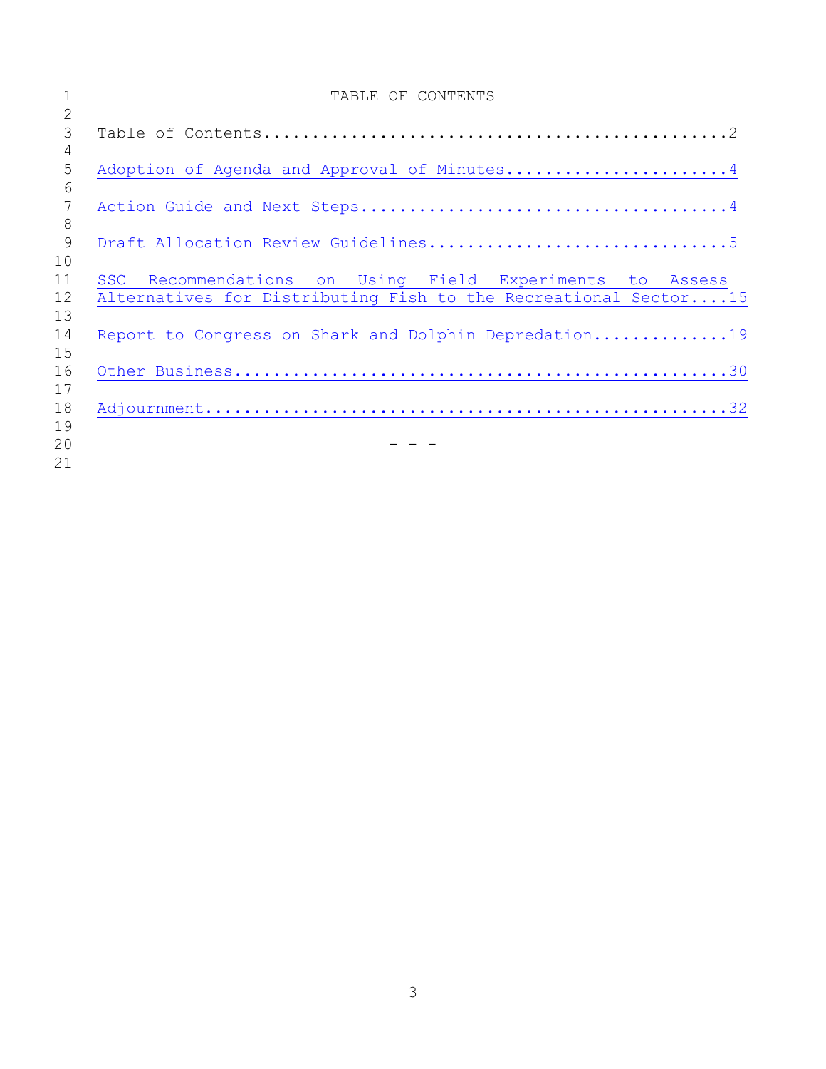# TABLE OF CONTENTS

Table of Contents....................................................2

Adoption of Agenda and Approval of Minutes........................4

Action Guide and Next Steps.......................................4

Draft Allocation Review Guidelines...............................5

SSC Recommendations on Using Field Experiments to Assess Alternatives for Distributing Fish to the Recreational Sector....15

Report to Congress on Shark and Dolphin Depredation..............19

Other Business...................................................30

Adjournment......................................................32

- - -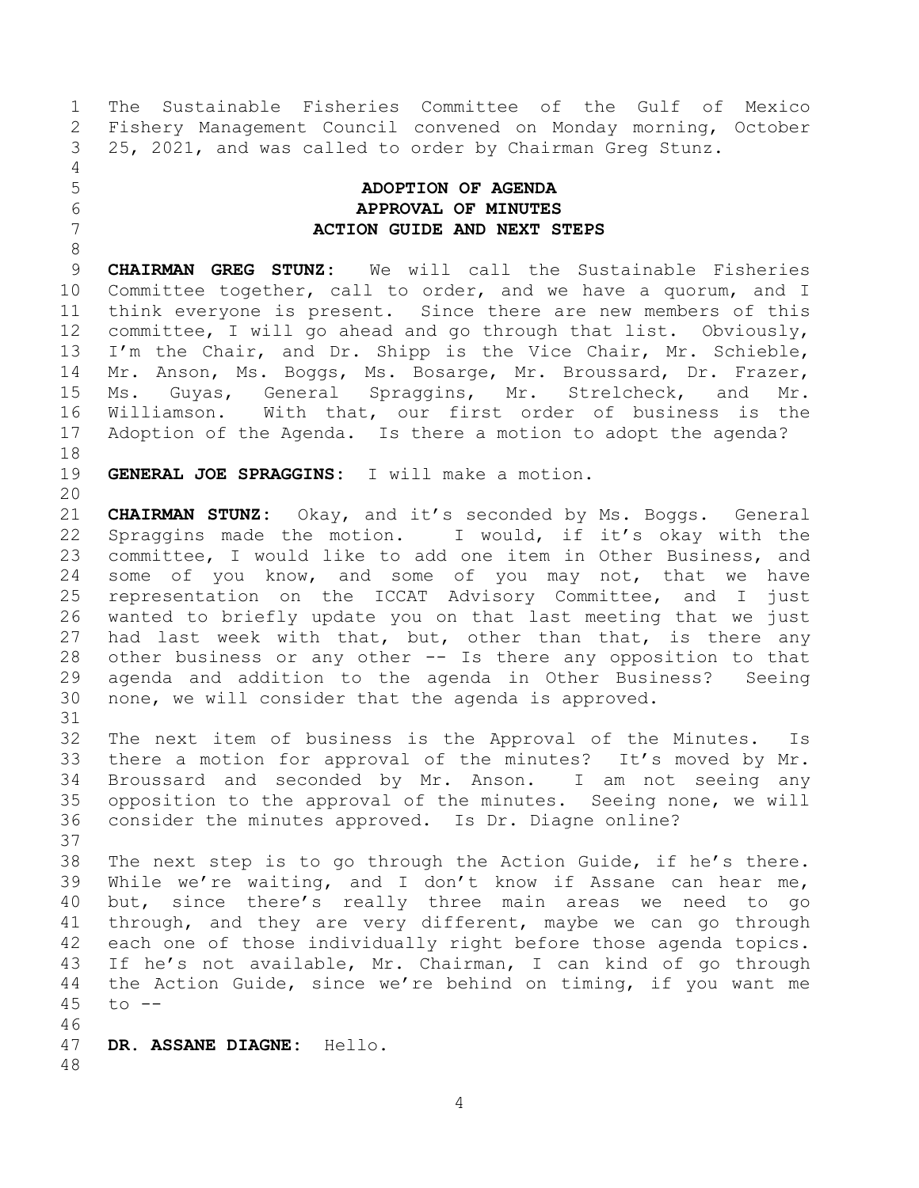The Sustainable Fisheries Committee of the Gulf of Mexico Fishery Management Council convened on Monday morning, October 25, 2021, and was called to order by Chairman Greg Stunz.

## ADOPTION OF AGENDA
## APPROVAL OF MINUTES
## ACTION GUIDE AND NEXT STEPS

**CHAIRMAN GREG STUNZ:** We will call the Sustainable Fisheries Committee together, call to order, and we have a quorum, and I think everyone is present. Since there are new members of this committee, I will go ahead and go through that list. Obviously, I'm the Chair, and Dr. Shipp is the Vice Chair, Mr. Schieble, Mr. Anson, Ms. Boggs, Ms. Bosarge, Mr. Broussard, Dr. Frazer, Ms. Guyas, General Spraggins, Mr. Strelcheck, and Mr. Williamson. With that, our first order of business is the Adoption of the Agenda. Is there a motion to adopt the agenda?

**GENERAL JOE SPRAGGINS:** I will make a motion.

**CHAIRMAN STUNZ:** Okay, and it's seconded by Ms. Boggs. General Spraggins made the motion. I would, if it's okay with the committee, I would like to add one item in Other Business, and some of you know, and some of you may not, that we have representation on the ICCAT Advisory Committee, and I just wanted to briefly update you on that last meeting that we just had last week with that, but, other than that, is there any other business or any other -- Is there any opposition to that agenda and addition to the agenda in Other Business? Seeing none, we will consider that the agenda is approved.

The next item of business is the Approval of the Minutes. Is there a motion for approval of the minutes? It's moved by Mr. Broussard and seconded by Mr. Anson. I am not seeing any opposition to the approval of the minutes. Seeing none, we will consider the minutes approved. Is Dr. Diagne online?

The next step is to go through the Action Guide, if he's there. While we're waiting, and I don't know if Assane can hear me, but, since there's really three main areas we need to go through, and they are very different, maybe we can go through each one of those individually right before those agenda topics. If he's not available, Mr. Chairman, I can kind of go through the Action Guide, since we're behind on timing, if you want me to --

**DR. ASSANE DIAGNE:** Hello.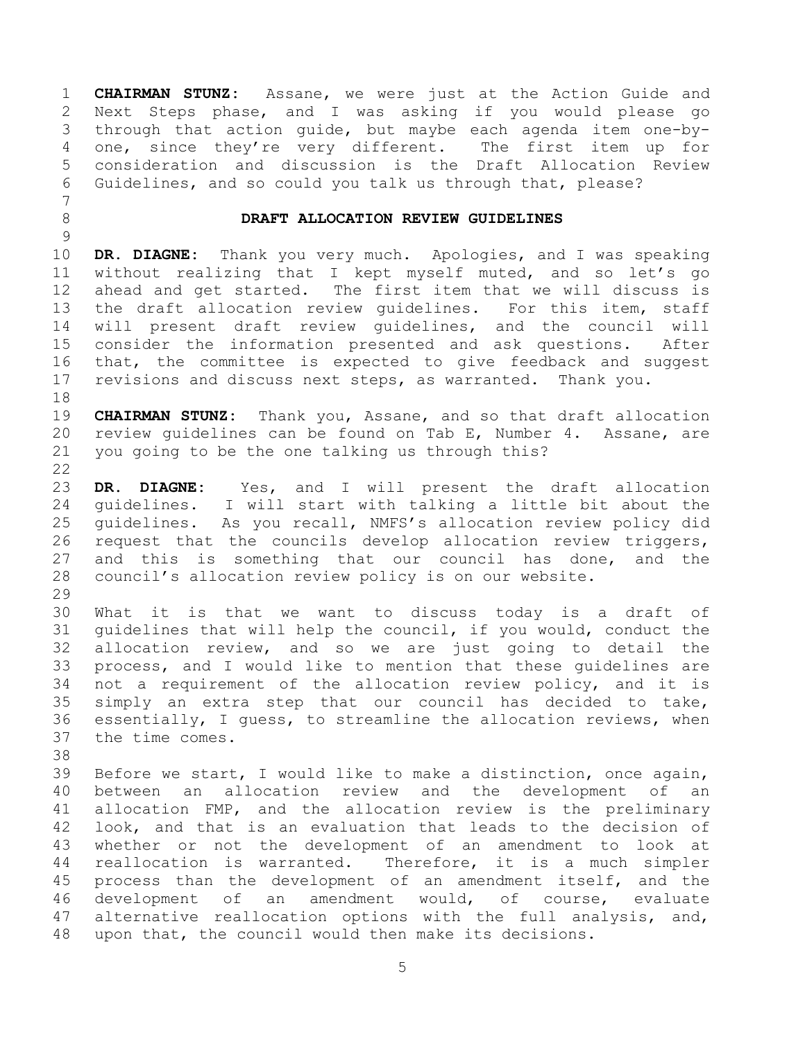**CHAIRMAN STUNZ:** Assane, we were just at the Action Guide and Next Steps phase, and I was asking if you would please go through that action guide, but maybe each agenda item one-by-one, since they're very different. The first item up for consideration and discussion is the Draft Allocation Review Guidelines, and so could you talk us through that, please?

## DRAFT ALLOCATION REVIEW GUIDELINES

**DR. DIAGNE:** Thank you very much. Apologies, and I was speaking without realizing that I kept myself muted, and so let's go ahead and get started. The first item that we will discuss is the draft allocation review guidelines. For this item, staff will present draft review guidelines, and the council will consider the information presented and ask questions. After that, the committee is expected to give feedback and suggest revisions and discuss next steps, as warranted. Thank you.

**CHAIRMAN STUNZ:** Thank you, Assane, and so that draft allocation review guidelines can be found on Tab E, Number 4. Assane, are you going to be the one talking us through this?

**DR. DIAGNE:** Yes, and I will present the draft allocation guidelines. I will start with talking a little bit about the guidelines. As you recall, NMFS's allocation review policy did request that the councils develop allocation review triggers, and this is something that our council has done, and the council's allocation review policy is on our website.

What it is that we want to discuss today is a draft of guidelines that will help the council, if you would, conduct the allocation review, and so we are just going to detail the process, and I would like to mention that these guidelines are not a requirement of the allocation review policy, and it is simply an extra step that our council has decided to take, essentially, I guess, to streamline the allocation reviews, when the time comes.

Before we start, I would like to make a distinction, once again, between an allocation review and the development of an allocation FMP, and the allocation review is the preliminary look, and that is an evaluation that leads to the decision of whether or not the development of an amendment to look at reallocation is warranted. Therefore, it is a much simpler process than the development of an amendment itself, and the development of an amendment would, of course, evaluate alternative reallocation options with the full analysis, and, upon that, the council would then make its decisions.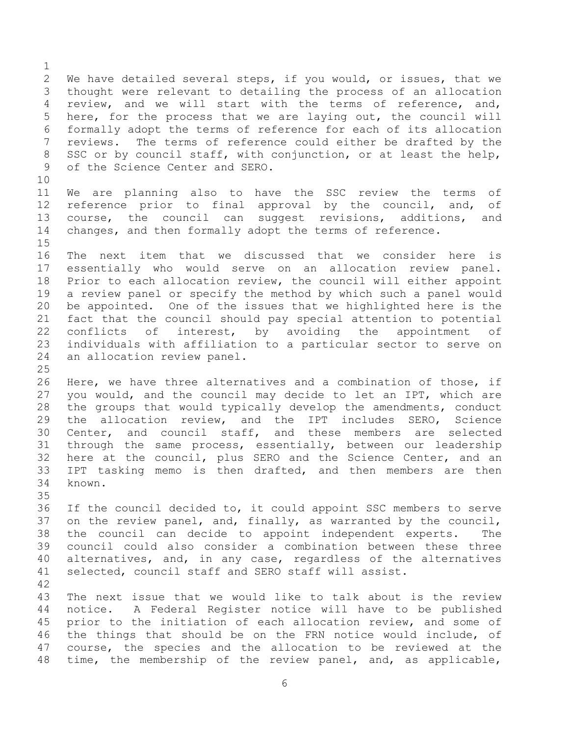We have detailed several steps, if you would, or issues, that we thought were relevant to detailing the process of an allocation review, and we will start with the terms of reference, and, here, for the process that we are laying out, the council will formally adopt the terms of reference for each of its allocation reviews. The terms of reference could either be drafted by the SSC or by council staff, with conjunction, or at least the help, of the Science Center and SERO.

We are planning also to have the SSC review the terms of reference prior to final approval by the council, and, of course, the council can suggest revisions, additions, and changes, and then formally adopt the terms of reference.

The next item that we discussed that we consider here is essentially who would serve on an allocation review panel. Prior to each allocation review, the council will either appoint a review panel or specify the method by which such a panel would be appointed. One of the issues that we highlighted here is the fact that the council should pay special attention to potential conflicts of interest, by avoiding the appointment of individuals with affiliation to a particular sector to serve on an allocation review panel.

Here, we have three alternatives and a combination of those, if you would, and the council may decide to let an IPT, which are the groups that would typically develop the amendments, conduct the allocation review, and the IPT includes SERO, Science Center, and council staff, and these members are selected through the same process, essentially, between our leadership here at the council, plus SERO and the Science Center, and an IPT tasking memo is then drafted, and then members are then known.

If the council decided to, it could appoint SSC members to serve on the review panel, and, finally, as warranted by the council, the council can decide to appoint independent experts. The council could also consider a combination between these three alternatives, and, in any case, regardless of the alternatives selected, council staff and SERO staff will assist.

The next issue that we would like to talk about is the review notice. A Federal Register notice will have to be published prior to the initiation of each allocation review, and some of the things that should be on the FRN notice would include, of course, the species and the allocation to be reviewed at the time, the membership of the review panel, and, as applicable,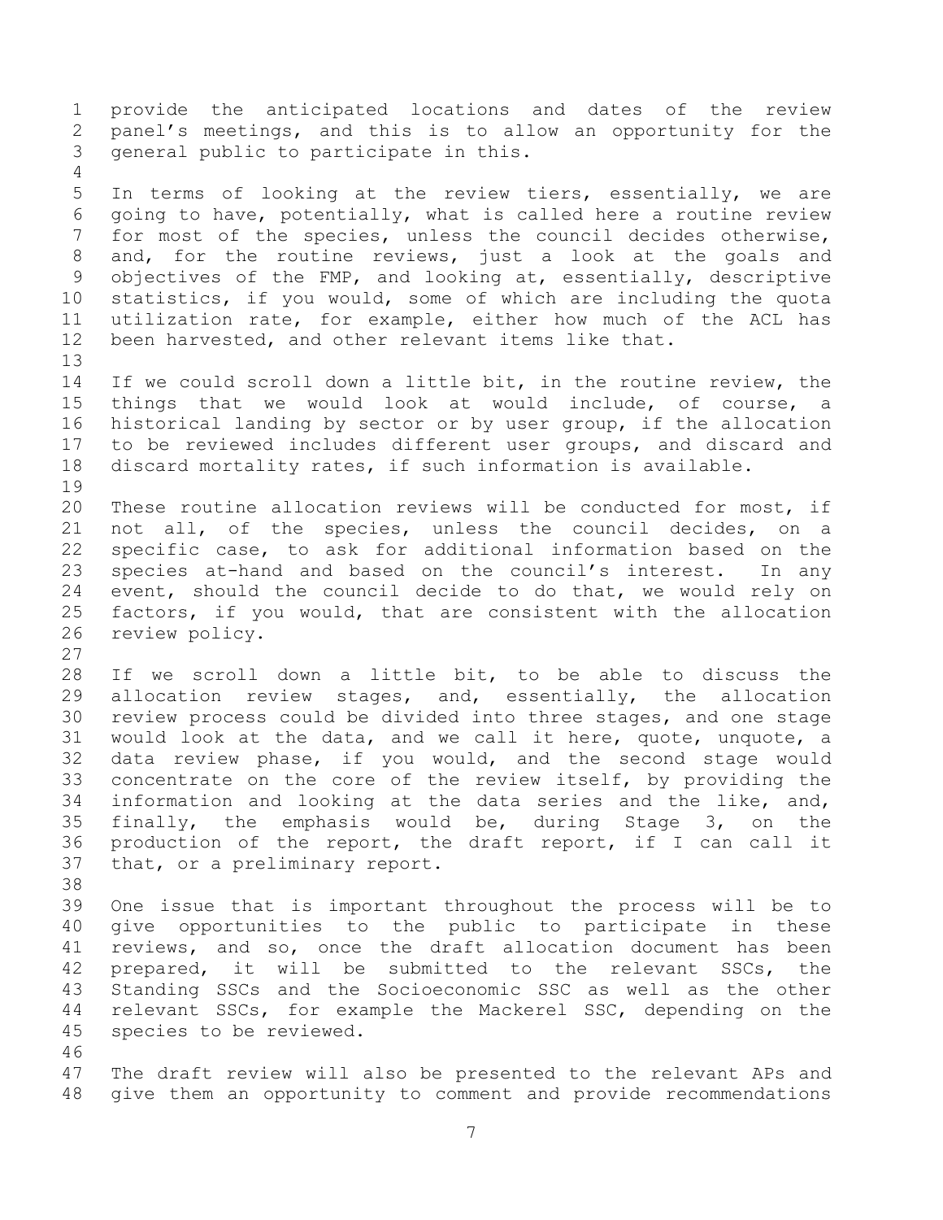provide the anticipated locations and dates of the review panel's meetings, and this is to allow an opportunity for the general public to participate in this.

In terms of looking at the review tiers, essentially, we are going to have, potentially, what is called here a routine review for most of the species, unless the council decides otherwise, and, for the routine reviews, just a look at the goals and objectives of the FMP, and looking at, essentially, descriptive statistics, if you would, some of which are including the quota utilization rate, for example, either how much of the ACL has been harvested, and other relevant items like that.

If we could scroll down a little bit, in the routine review, the things that we would look at would include, of course, a historical landing by sector or by user group, if the allocation to be reviewed includes different user groups, and discard and discard mortality rates, if such information is available.

These routine allocation reviews will be conducted for most, if not all, of the species, unless the council decides, on a specific case, to ask for additional information based on the species at-hand and based on the council's interest. In any event, should the council decide to do that, we would rely on factors, if you would, that are consistent with the allocation review policy.

If we scroll down a little bit, to be able to discuss the allocation review stages, and, essentially, the allocation review process could be divided into three stages, and one stage would look at the data, and we call it here, quote, unquote, a data review phase, if you would, and the second stage would concentrate on the core of the review itself, by providing the information and looking at the data series and the like, and, finally, the emphasis would be, during Stage 3, on the production of the report, the draft report, if I can call it that, or a preliminary report.

One issue that is important throughout the process will be to give opportunities to the public to participate in these reviews, and so, once the draft allocation document has been prepared, it will be submitted to the relevant SSCs, the Standing SSCs and the Socioeconomic SSC as well as the other relevant SSCs, for example the Mackerel SSC, depending on the species to be reviewed.

The draft review will also be presented to the relevant APs and give them an opportunity to comment and provide recommendations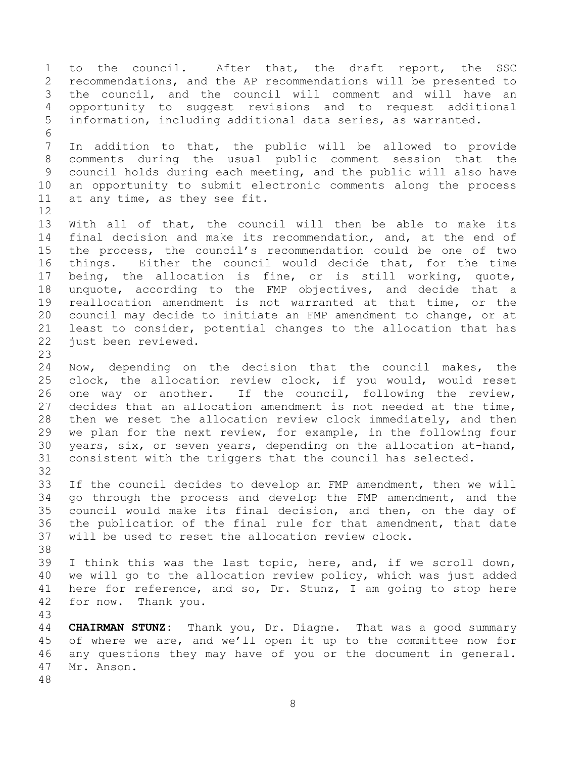to the council. After that, the draft report, the SSC recommendations, and the AP recommendations will be presented to the council, and the council will comment and will have an opportunity to suggest revisions and to request additional information, including additional data series, as warranted.

In addition to that, the public will be allowed to provide comments during the usual public comment session that the council holds during each meeting, and the public will also have an opportunity to submit electronic comments along the process at any time, as they see fit.

With all of that, the council will then be able to make its final decision and make its recommendation, and, at the end of the process, the council's recommendation could be one of two things. Either the council would decide that, for the time being, the allocation is fine, or is still working, quote, unquote, according to the FMP objectives, and decide that a reallocation amendment is not warranted at that time, or the council may decide to initiate an FMP amendment to change, or at least to consider, potential changes to the allocation that has just been reviewed.

Now, depending on the decision that the council makes, the clock, the allocation review clock, if you would, would reset one way or another. If the council, following the review, decides that an allocation amendment is not needed at the time, then we reset the allocation review clock immediately, and then we plan for the next review, for example, in the following four years, six, or seven years, depending on the allocation at-hand, consistent with the triggers that the council has selected.

If the council decides to develop an FMP amendment, then we will go through the process and develop the FMP amendment, and the council would make its final decision, and then, on the day of the publication of the final rule for that amendment, that date will be used to reset the allocation review clock.

I think this was the last topic, here, and, if we scroll down, we will go to the allocation review policy, which was just added here for reference, and so, Dr. Stunz, I am going to stop here for now. Thank you.

**CHAIRMAN STUNZ:** Thank you, Dr. Diagne. That was a good summary of where we are, and we'll open it up to the committee now for any questions they may have of you or the document in general. Mr. Anson.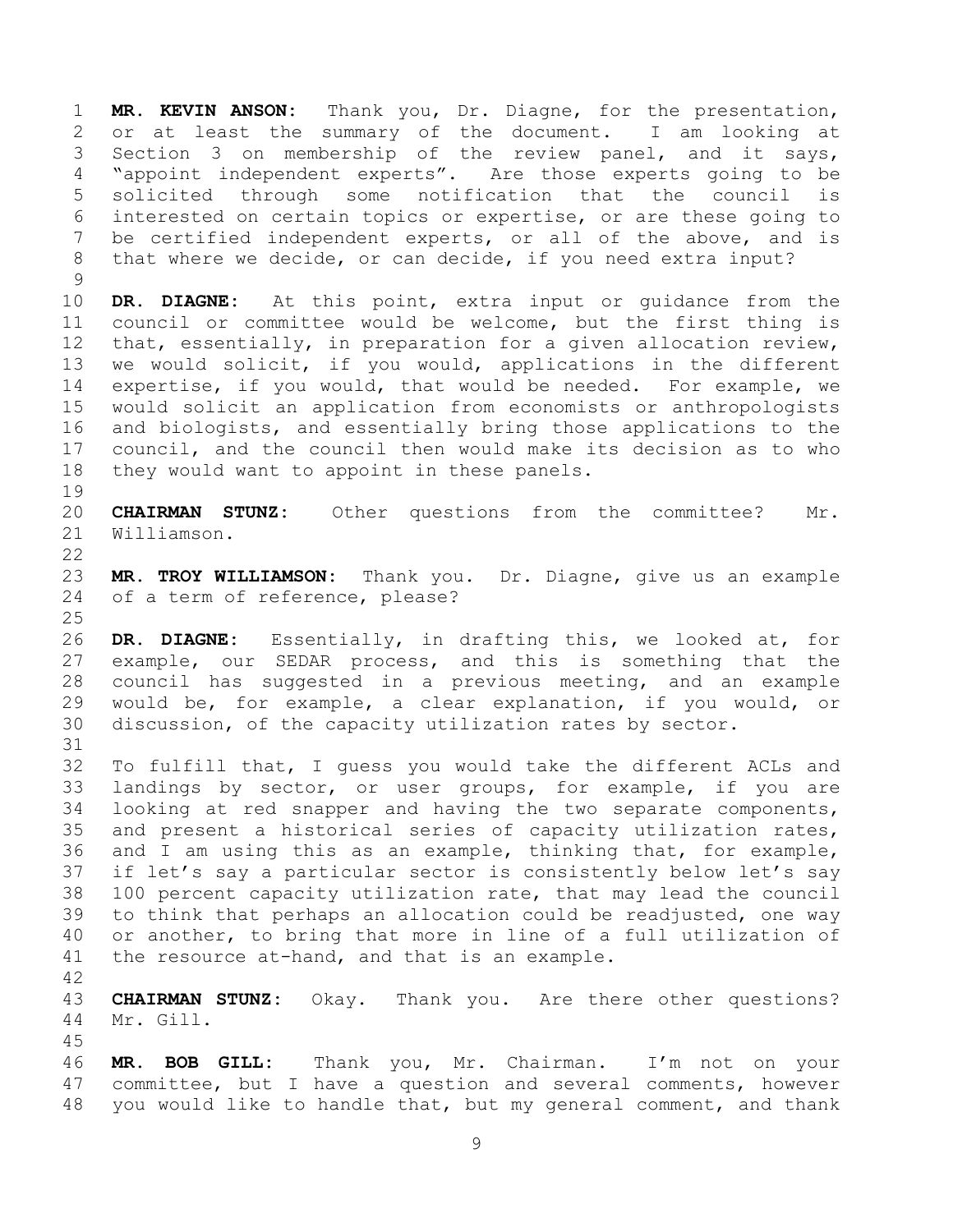**MR. KEVIN ANSON:** Thank you, Dr. Diagne, for the presentation, or at least the summary of the document. I am looking at Section 3 on membership of the review panel, and it says, "appoint independent experts". Are those experts going to be solicited through some notification that the council is interested on certain topics or expertise, or are these going to be certified independent experts, or all of the above, and is that where we decide, or can decide, if you need extra input?

**DR. DIAGNE:** At this point, extra input or guidance from the council or committee would be welcome, but the first thing is that, essentially, in preparation for a given allocation review, we would solicit, if you would, applications in the different expertise, if you would, that would be needed. For example, we would solicit an application from economists or anthropologists and biologists, and essentially bring those applications to the council, and the council then would make its decision as to who they would want to appoint in these panels.

**CHAIRMAN STUNZ:** Other questions from the committee? Mr. Williamson.

**MR. TROY WILLIAMSON:** Thank you. Dr. Diagne, give us an example of a term of reference, please?

**DR. DIAGNE:** Essentially, in drafting this, we looked at, for example, our SEDAR process, and this is something that the council has suggested in a previous meeting, and an example would be, for example, a clear explanation, if you would, or discussion, of the capacity utilization rates by sector.

To fulfill that, I guess you would take the different ACLs and landings by sector, or user groups, for example, if you are looking at red snapper and having the two separate components, and present a historical series of capacity utilization rates, and I am using this as an example, thinking that, for example, if let's say a particular sector is consistently below let's say 100 percent capacity utilization rate, that may lead the council to think that perhaps an allocation could be readjusted, one way or another, to bring that more in line of a full utilization of the resource at-hand, and that is an example.

**CHAIRMAN STUNZ:** Okay. Thank you. Are there other questions? Mr. Gill.

**MR. BOB GILL:** Thank you, Mr. Chairman. I'm not on your committee, but I have a question and several comments, however you would like to handle that, but my general comment, and thank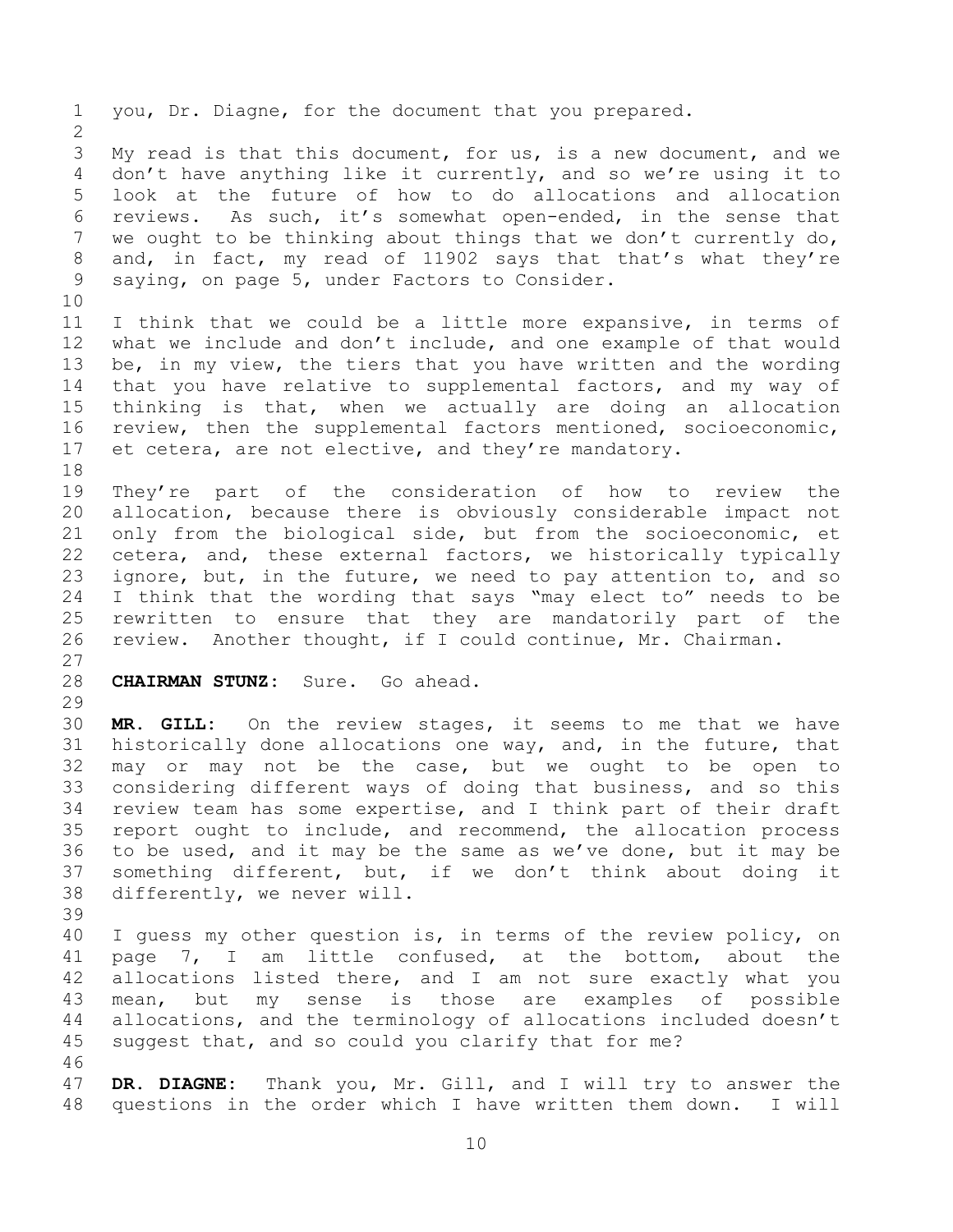you, Dr. Diagne, for the document that you prepared.

My read is that this document, for us, is a new document, and we don't have anything like it currently, and so we're using it to look at the future of how to do allocations and allocation reviews. As such, it's somewhat open-ended, in the sense that we ought to be thinking about things that we don't currently do, and, in fact, my read of 11902 says that that's what they're saying, on page 5, under Factors to Consider.

I think that we could be a little more expansive, in terms of what we include and don't include, and one example of that would be, in my view, the tiers that you have written and the wording that you have relative to supplemental factors, and my way of thinking is that, when we actually are doing an allocation review, then the supplemental factors mentioned, socioeconomic, et cetera, are not elective, and they're mandatory.

They're part of the consideration of how to review the allocation, because there is obviously considerable impact not only from the biological side, but from the socioeconomic, et cetera, and, these external factors, we historically typically ignore, but, in the future, we need to pay attention to, and so I think that the wording that says "may elect to" needs to be rewritten to ensure that they are mandatorily part of the review. Another thought, if I could continue, Mr. Chairman.

**CHAIRMAN STUNZ:** Sure. Go ahead.

**MR. GILL:** On the review stages, it seems to me that we have historically done allocations one way, and, in the future, that may or may not be the case, but we ought to be open to considering different ways of doing that business, and so this review team has some expertise, and I think part of their draft report ought to include, and recommend, the allocation process to be used, and it may be the same as we've done, but it may be something different, but, if we don't think about doing it differently, we never will.

I guess my other question is, in terms of the review policy, on page 7, I am little confused, at the bottom, about the allocations listed there, and I am not sure exactly what you mean, but my sense is those are examples of possible allocations, and the terminology of allocations included doesn't suggest that, and so could you clarify that for me?

**DR. DIAGNE:** Thank you, Mr. Gill, and I will try to answer the questions in the order which I have written them down. I will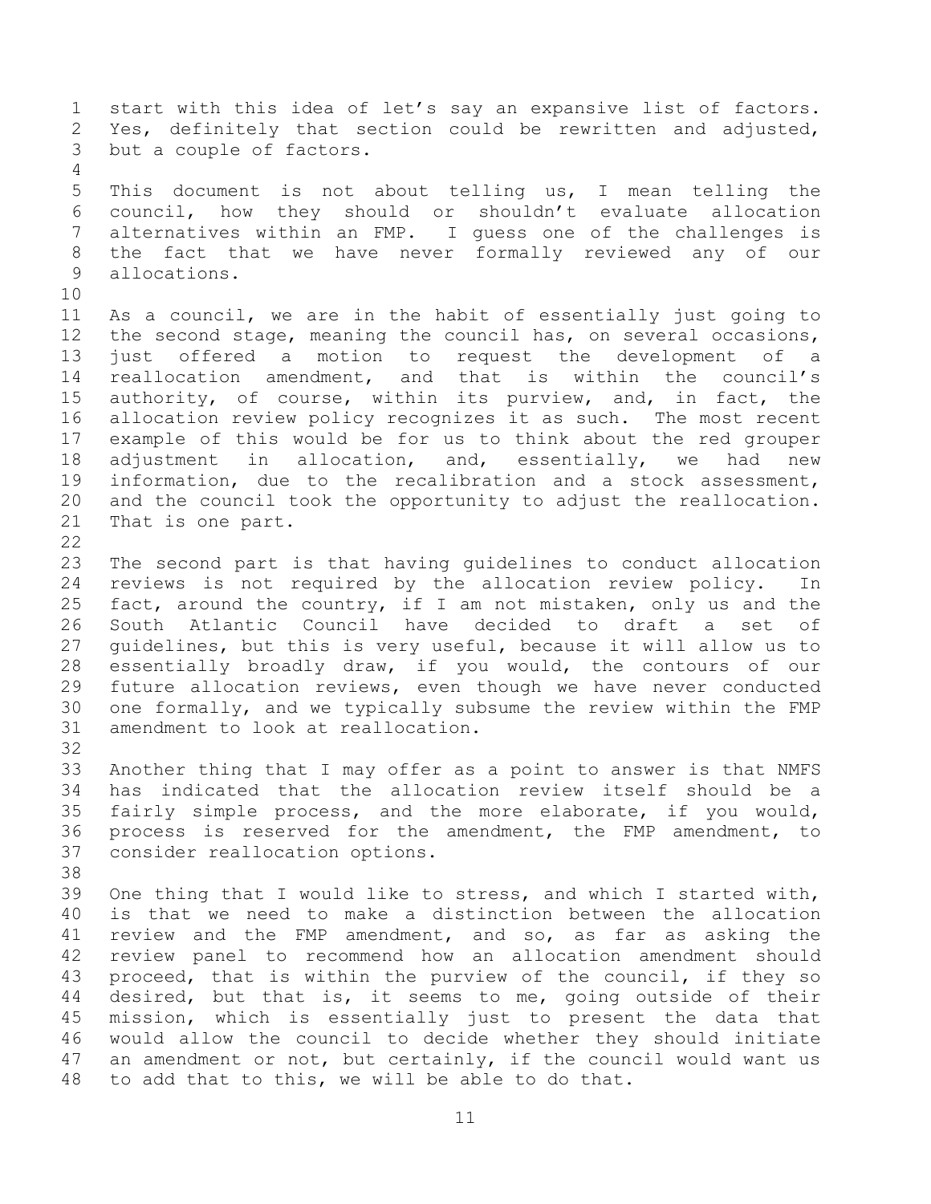start with this idea of let's say an expansive list of factors. Yes, definitely that section could be rewritten and adjusted, but a couple of factors.

This document is not about telling us, I mean telling the council, how they should or shouldn't evaluate allocation alternatives within an FMP. I guess one of the challenges is the fact that we have never formally reviewed any of our allocations.

As a council, we are in the habit of essentially just going to the second stage, meaning the council has, on several occasions, just offered a motion to request the development of a reallocation amendment, and that is within the council's authority, of course, within its purview, and, in fact, the allocation review policy recognizes it as such. The most recent example of this would be for us to think about the red grouper adjustment in allocation, and, essentially, we had new information, due to the recalibration and a stock assessment, and the council took the opportunity to adjust the reallocation. That is one part.

The second part is that having guidelines to conduct allocation reviews is not required by the allocation review policy. In fact, around the country, if I am not mistaken, only us and the South Atlantic Council have decided to draft a set of guidelines, but this is very useful, because it will allow us to essentially broadly draw, if you would, the contours of our future allocation reviews, even though we have never conducted one formally, and we typically subsume the review within the FMP amendment to look at reallocation.

Another thing that I may offer as a point to answer is that NMFS has indicated that the allocation review itself should be a fairly simple process, and the more elaborate, if you would, process is reserved for the amendment, the FMP amendment, to consider reallocation options.

One thing that I would like to stress, and which I started with, is that we need to make a distinction between the allocation review and the FMP amendment, and so, as far as asking the review panel to recommend how an allocation amendment should proceed, that is within the purview of the council, if they so desired, but that is, it seems to me, going outside of their mission, which is essentially just to present the data that would allow the council to decide whether they should initiate an amendment or not, but certainly, if the council would want us to add that to this, we will be able to do that.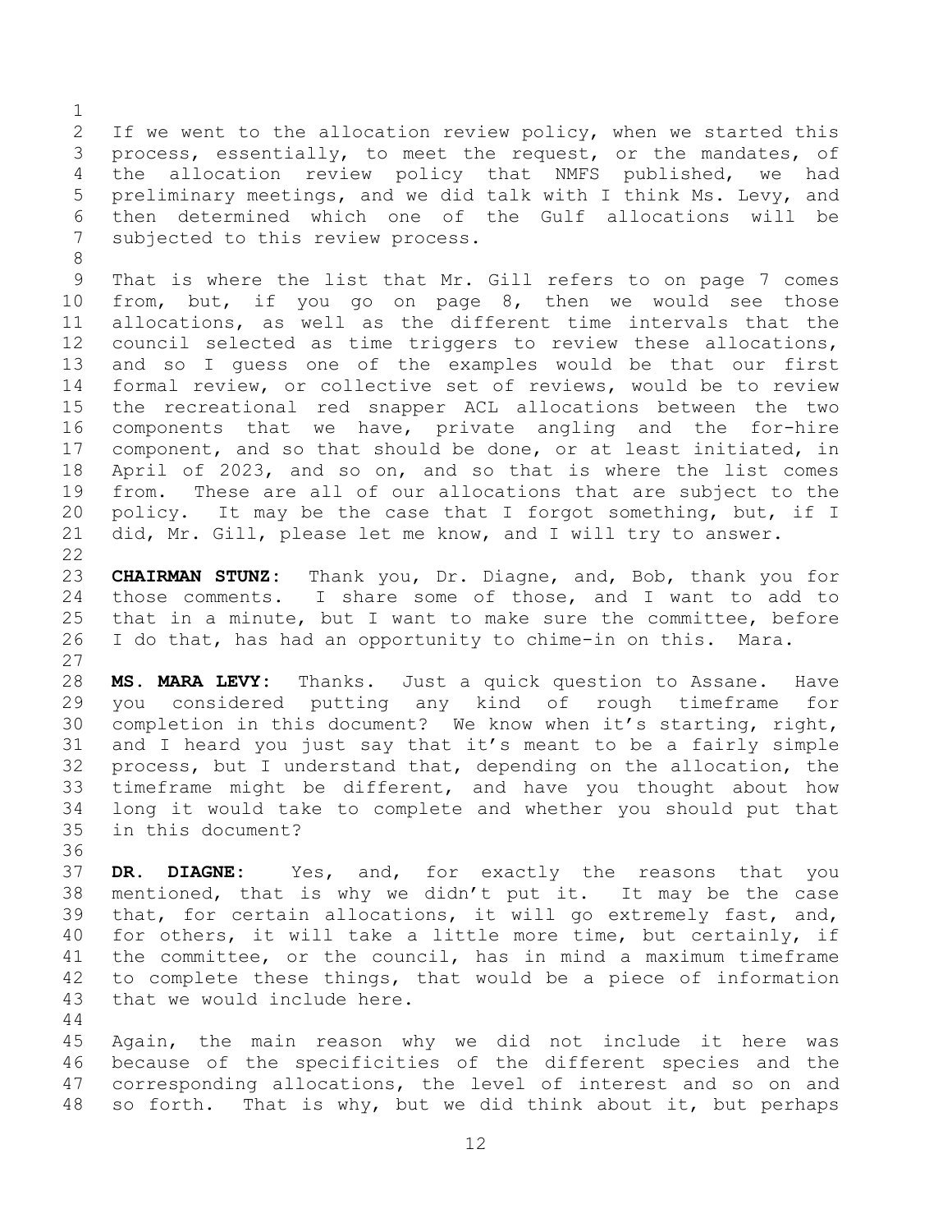If we went to the allocation review policy, when we started this process, essentially, to meet the request, or the mandates, of the allocation review policy that NMFS published, we had preliminary meetings, and we did talk with I think Ms. Levy, and then determined which one of the Gulf allocations will be subjected to this review process.

That is where the list that Mr. Gill refers to on page 7 comes from, but, if you go on page 8, then we would see those allocations, as well as the different time intervals that the council selected as time triggers to review these allocations, and so I guess one of the examples would be that our first formal review, or collective set of reviews, would be to review the recreational red snapper ACL allocations between the two components that we have, private angling and the for-hire component, and so that should be done, or at least initiated, in April of 2023, and so on, and so that is where the list comes from. These are all of our allocations that are subject to the policy. It may be the case that I forgot something, but, if I did, Mr. Gill, please let me know, and I will try to answer.

**CHAIRMAN STUNZ:** Thank you, Dr. Diagne, and, Bob, thank you for those comments. I share some of those, and I want to add to that in a minute, but I want to make sure the committee, before I do that, has had an opportunity to chime-in on this. Mara.

**MS. MARA LEVY:** Thanks. Just a quick question to Assane. Have you considered putting any kind of rough timeframe for completion in this document? We know when it's starting, right, and I heard you just say that it's meant to be a fairly simple process, but I understand that, depending on the allocation, the timeframe might be different, and have you thought about how long it would take to complete and whether you should put that in this document?

**DR. DIAGNE:** Yes, and, for exactly the reasons that you mentioned, that is why we didn't put it. It may be the case that, for certain allocations, it will go extremely fast, and, for others, it will take a little more time, but certainly, if the committee, or the council, has in mind a maximum timeframe to complete these things, that would be a piece of information that we would include here.

Again, the main reason why we did not include it here was because of the specificities of the different species and the corresponding allocations, the level of interest and so on and so forth. That is why, but we did think about it, but perhaps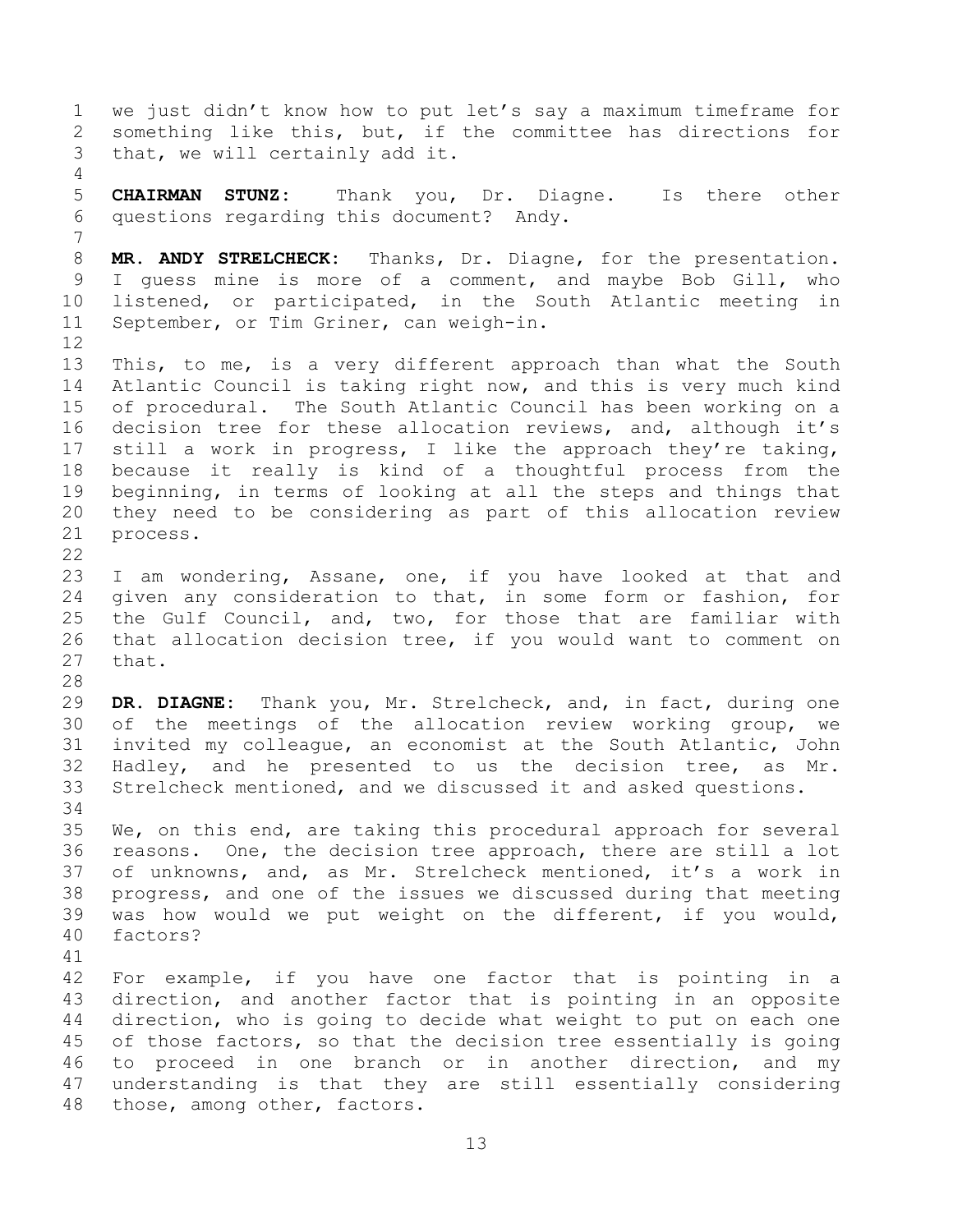we just didn't know how to put let's say a maximum timeframe for something like this, but, if the committee has directions for that, we will certainly add it.

**CHAIRMAN STUNZ:** Thank you, Dr. Diagne. Is there other questions regarding this document? Andy.

**MR. ANDY STRELCHECK:** Thanks, Dr. Diagne, for the presentation. I guess mine is more of a comment, and maybe Bob Gill, who listened, or participated, in the South Atlantic meeting in September, or Tim Griner, can weigh-in.

This, to me, is a very different approach than what the South Atlantic Council is taking right now, and this is very much kind of procedural. The South Atlantic Council has been working on a decision tree for these allocation reviews, and, although it's still a work in progress, I like the approach they're taking, because it really is kind of a thoughtful process from the beginning, in terms of looking at all the steps and things that they need to be considering as part of this allocation review process.

I am wondering, Assane, one, if you have looked at that and given any consideration to that, in some form or fashion, for the Gulf Council, and, two, for those that are familiar with that allocation decision tree, if you would want to comment on that.

**DR. DIAGNE:** Thank you, Mr. Strelcheck, and, in fact, during one of the meetings of the allocation review working group, we invited my colleague, an economist at the South Atlantic, John Hadley, and he presented to us the decision tree, as Mr. Strelcheck mentioned, and we discussed it and asked questions.

We, on this end, are taking this procedural approach for several reasons. One, the decision tree approach, there are still a lot of unknowns, and, as Mr. Strelcheck mentioned, it's a work in progress, and one of the issues we discussed during that meeting was how would we put weight on the different, if you would, factors?

For example, if you have one factor that is pointing in a direction, and another factor that is pointing in an opposite direction, who is going to decide what weight to put on each one of those factors, so that the decision tree essentially is going to proceed in one branch or in another direction, and my understanding is that they are still essentially considering those, among other, factors.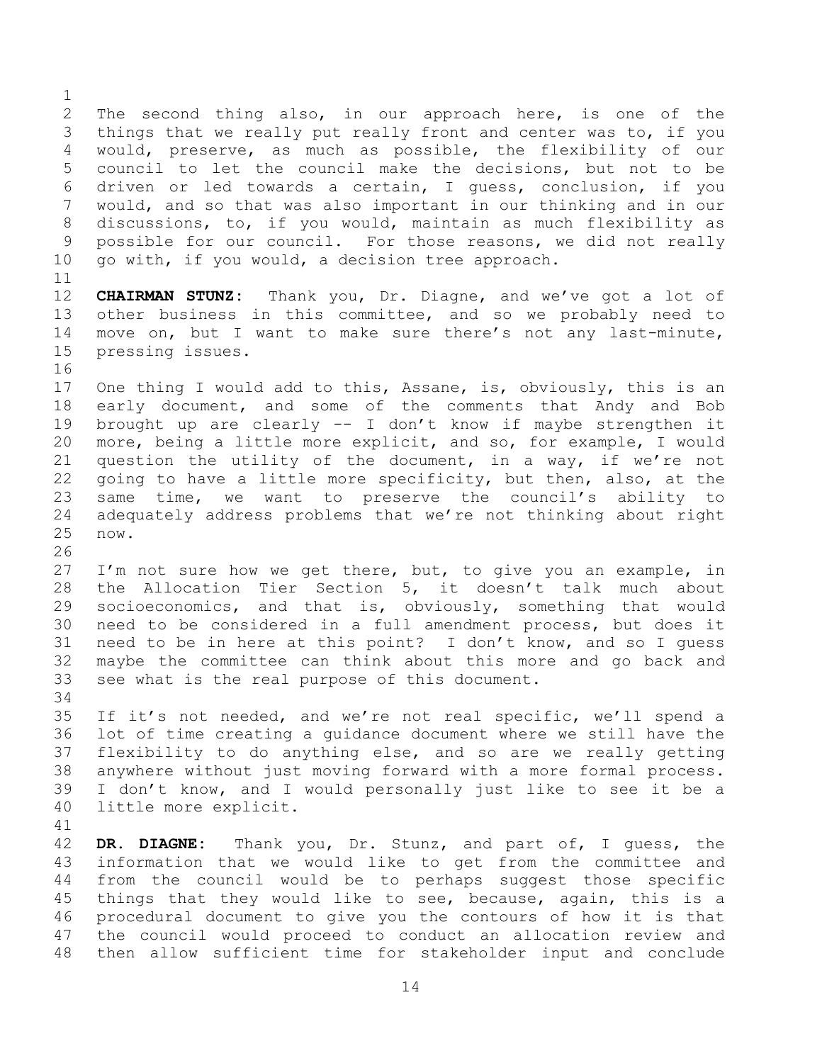The second thing also, in our approach here, is one of the things that we really put really front and center was to, if you would, preserve, as much as possible, the flexibility of our council to let the council make the decisions, but not to be driven or led towards a certain, I guess, conclusion, if you would, and so that was also important in our thinking and in our discussions, to, if you would, maintain as much flexibility as possible for our council. For those reasons, we did not really go with, if you would, a decision tree approach.

**CHAIRMAN STUNZ:** Thank you, Dr. Diagne, and we've got a lot of other business in this committee, and so we probably need to move on, but I want to make sure there's not any last-minute, pressing issues.

One thing I would add to this, Assane, is, obviously, this is an early document, and some of the comments that Andy and Bob brought up are clearly -- I don't know if maybe strengthen it more, being a little more explicit, and so, for example, I would question the utility of the document, in a way, if we're not going to have a little more specificity, but then, also, at the same time, we want to preserve the council's ability to adequately address problems that we're not thinking about right now.

I'm not sure how we get there, but, to give you an example, in the Allocation Tier Section 5, it doesn't talk much about socioeconomics, and that is, obviously, something that would need to be considered in a full amendment process, but does it need to be in here at this point? I don't know, and so I guess maybe the committee can think about this more and go back and see what is the real purpose of this document.

If it's not needed, and we're not real specific, we'll spend a lot of time creating a guidance document where we still have the flexibility to do anything else, and so are we really getting anywhere without just moving forward with a more formal process. I don't know, and I would personally just like to see it be a little more explicit.

**DR. DIAGNE:** Thank you, Dr. Stunz, and part of, I guess, the information that we would like to get from the committee and from the council would be to perhaps suggest those specific things that they would like to see, because, again, this is a procedural document to give you the contours of how it is that the council would proceed to conduct an allocation review and then allow sufficient time for stakeholder input and conclude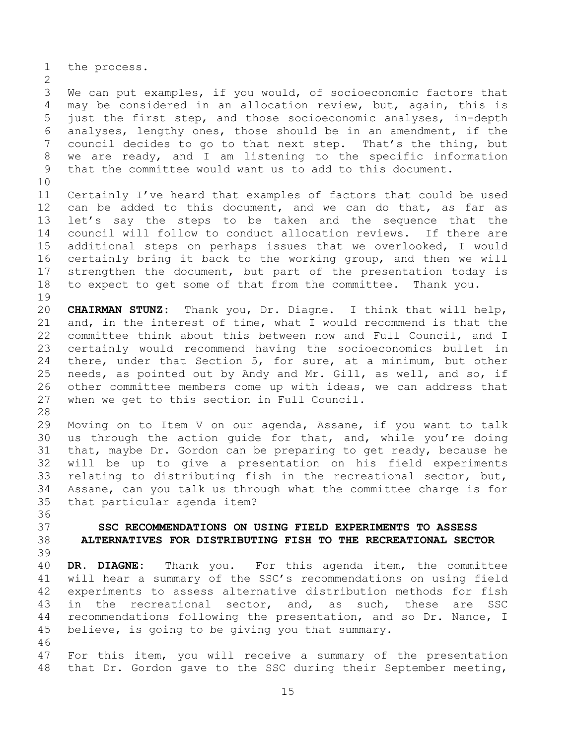the process.

We can put examples, if you would, of socioeconomic factors that may be considered in an allocation review, but, again, this is just the first step, and those socioeconomic analyses, in-depth analyses, lengthy ones, those should be in an amendment, if the council decides to go to that next step. That's the thing, but we are ready, and I am listening to the specific information that the committee would want us to add to this document.

Certainly I've heard that examples of factors that could be used can be added to this document, and we can do that, as far as let's say the steps to be taken and the sequence that the council will follow to conduct allocation reviews. If there are additional steps on perhaps issues that we overlooked, I would certainly bring it back to the working group, and then we will strengthen the document, but part of the presentation today is to expect to get some of that from the committee. Thank you.

**CHAIRMAN STUNZ:** Thank you, Dr. Diagne. I think that will help, and, in the interest of time, what I would recommend is that the committee think about this between now and Full Council, and I certainly would recommend having the socioeconomics bullet in there, under that Section 5, for sure, at a minimum, but other needs, as pointed out by Andy and Mr. Gill, as well, and so, if other committee members come up with ideas, we can address that when we get to this section in Full Council.

Moving on to Item V on our agenda, Assane, if you want to talk us through the action guide for that, and, while you're doing that, maybe Dr. Gordon can be preparing to get ready, because he will be up to give a presentation on his field experiments relating to distributing fish in the recreational sector, but, Assane, can you talk us through what the committee charge is for that particular agenda item?

## SSC RECOMMENDATIONS ON USING FIELD EXPERIMENTS TO ASSESS ALTERNATIVES FOR DISTRIBUTING FISH TO THE RECREATIONAL SECTOR

**DR. DIAGNE:** Thank you. For this agenda item, the committee will hear a summary of the SSC's recommendations on using field experiments to assess alternative distribution methods for fish in the recreational sector, and, as such, these are SSC recommendations following the presentation, and so Dr. Nance, I believe, is going to be giving you that summary.

For this item, you will receive a summary of the presentation that Dr. Gordon gave to the SSC during their September meeting,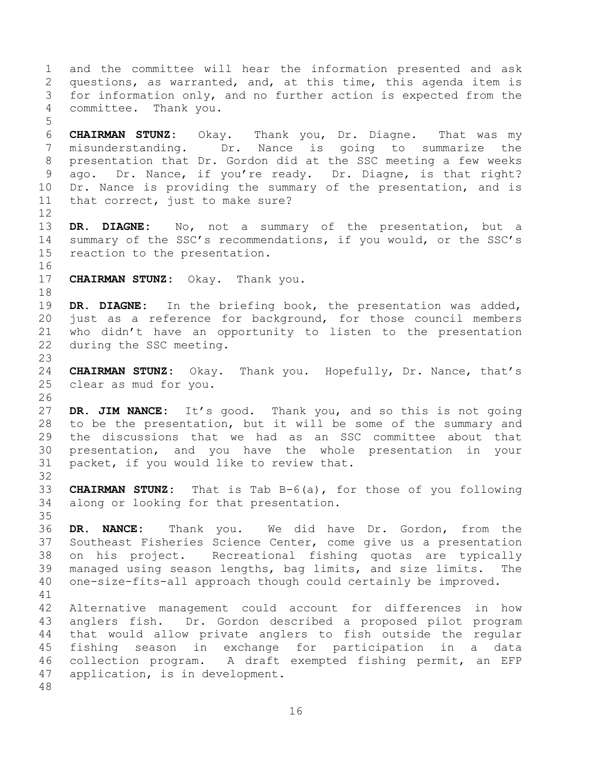and the committee will hear the information presented and ask questions, as warranted, and, at this time, this agenda item is for information only, and no further action is expected from the committee. Thank you.

**CHAIRMAN STUNZ:** Okay. Thank you, Dr. Diagne. That was my misunderstanding. Dr. Nance is going to summarize the presentation that Dr. Gordon did at the SSC meeting a few weeks ago. Dr. Nance, if you're ready. Dr. Diagne, is that right? Dr. Nance is providing the summary of the presentation, and is that correct, just to make sure?

**DR. DIAGNE:** No, not a summary of the presentation, but a summary of the SSC's recommendations, if you would, or the SSC's reaction to the presentation.

**CHAIRMAN STUNZ:** Okay. Thank you.

**DR. DIAGNE:** In the briefing book, the presentation was added, just as a reference for background, for those council members who didn't have an opportunity to listen to the presentation during the SSC meeting.

**CHAIRMAN STUNZ:** Okay. Thank you. Hopefully, Dr. Nance, that's clear as mud for you.

**DR. JIM NANCE:** It's good. Thank you, and so this is not going to be the presentation, but it will be some of the summary and the discussions that we had as an SSC committee about that presentation, and you have the whole presentation in your packet, if you would like to review that.

**CHAIRMAN STUNZ:** That is Tab B-6(a), for those of you following along or looking for that presentation.

**DR. NANCE:** Thank you. We did have Dr. Gordon, from the Southeast Fisheries Science Center, come give us a presentation on his project. Recreational fishing quotas are typically managed using season lengths, bag limits, and size limits. The one-size-fits-all approach though could certainly be improved.

Alternative management could account for differences in how anglers fish. Dr. Gordon described a proposed pilot program that would allow private anglers to fish outside the regular fishing season in exchange for participation in a data collection program. A draft exempted fishing permit, an EFP application, is in development.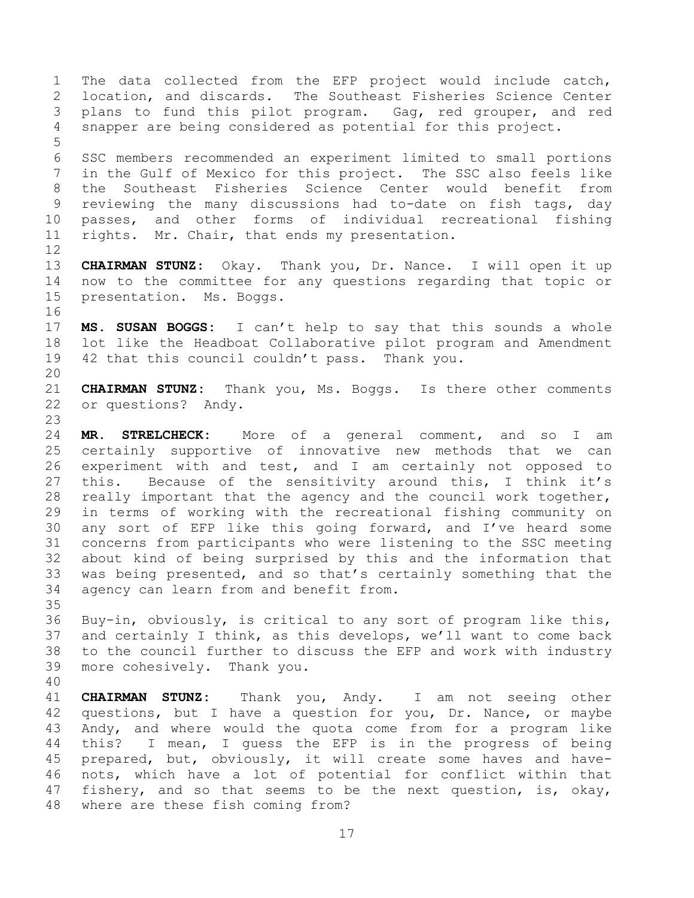The data collected from the EFP project would include catch, location, and discards. The Southeast Fisheries Science Center plans to fund this pilot program. Gag, red grouper, and red snapper are being considered as potential for this project.

SSC members recommended an experiment limited to small portions in the Gulf of Mexico for this project. The SSC also feels like the Southeast Fisheries Science Center would benefit from reviewing the many discussions had to-date on fish tags, day passes, and other forms of individual recreational fishing rights. Mr. Chair, that ends my presentation.

**CHAIRMAN STUNZ:** Okay. Thank you, Dr. Nance. I will open it up now to the committee for any questions regarding that topic or presentation. Ms. Boggs.

**MS. SUSAN BOGGS:** I can't help to say that this sounds a whole lot like the Headboat Collaborative pilot program and Amendment 42 that this council couldn't pass. Thank you.

**CHAIRMAN STUNZ:** Thank you, Ms. Boggs. Is there other comments or questions? Andy.

**MR. STRELCHECK:** More of a general comment, and so I am certainly supportive of innovative new methods that we can experiment with and test, and I am certainly not opposed to this. Because of the sensitivity around this, I think it's really important that the agency and the council work together, in terms of working with the recreational fishing community on any sort of EFP like this going forward, and I've heard some concerns from participants who were listening to the SSC meeting about kind of being surprised by this and the information that was being presented, and so that's certainly something that the agency can learn from and benefit from.

Buy-in, obviously, is critical to any sort of program like this, and certainly I think, as this develops, we'll want to come back to the council further to discuss the EFP and work with industry more cohesively. Thank you.

**CHAIRMAN STUNZ:** Thank you, Andy. I am not seeing other questions, but I have a question for you, Dr. Nance, or maybe Andy, and where would the quota come from for a program like this? I mean, I guess the EFP is in the progress of being prepared, but, obviously, it will create some haves and have-nots, which have a lot of potential for conflict within that fishery, and so that seems to be the next question, is, okay, where are these fish coming from?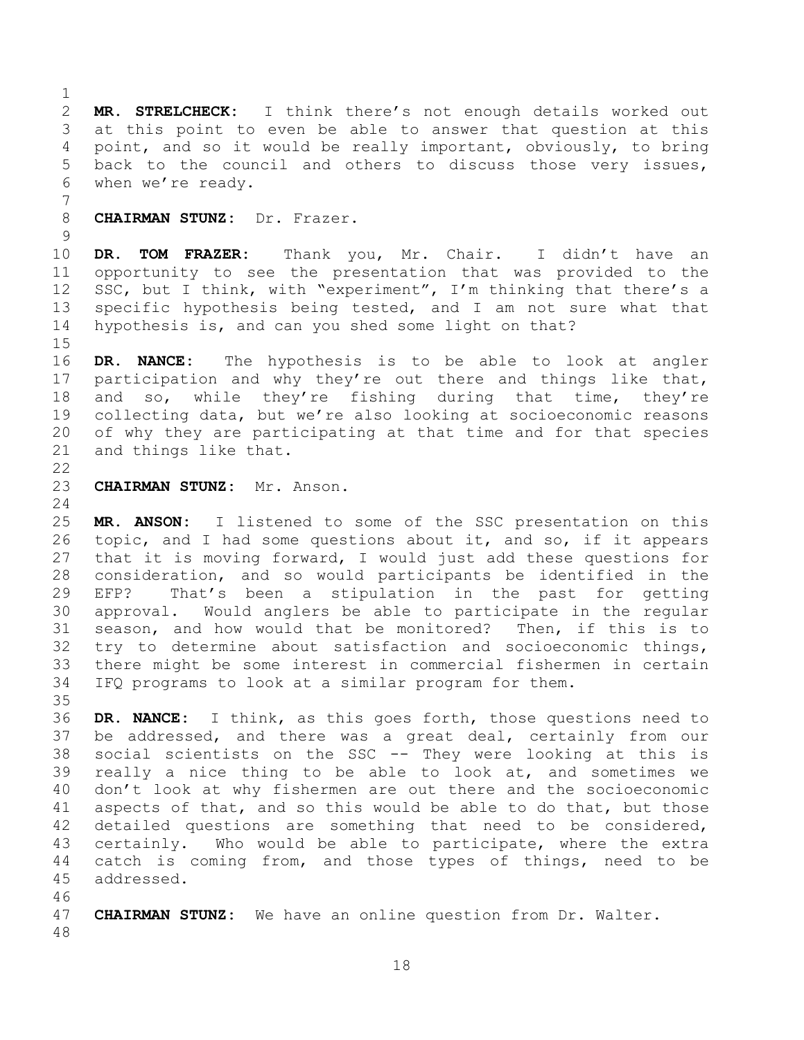**MR. STRELCHECK:** I think there's not enough details worked out at this point to even be able to answer that question at this point, and so it would be really important, obviously, to bring back to the council and others to discuss those very issues, when we're ready.

**CHAIRMAN STUNZ:** Dr. Frazer.

**DR. TOM FRAZER:** Thank you, Mr. Chair. I didn't have an opportunity to see the presentation that was provided to the SSC, but I think, with "experiment", I'm thinking that there's a specific hypothesis being tested, and I am not sure what that hypothesis is, and can you shed some light on that?

**DR. NANCE:** The hypothesis is to be able to look at angler participation and why they're out there and things like that, and so, while they're fishing during that time, they're collecting data, but we're also looking at socioeconomic reasons of why they are participating at that time and for that species and things like that.

**CHAIRMAN STUNZ:** Mr. Anson.

**MR. ANSON:** I listened to some of the SSC presentation on this topic, and I had some questions about it, and so, if it appears that it is moving forward, I would just add these questions for consideration, and so would participants be identified in the EFP? That's been a stipulation in the past for getting approval. Would anglers be able to participate in the regular season, and how would that be monitored? Then, if this is to try to determine about satisfaction and socioeconomic things, there might be some interest in commercial fishermen in certain IFQ programs to look at a similar program for them.

**DR. NANCE:** I think, as this goes forth, those questions need to be addressed, and there was a great deal, certainly from our social scientists on the SSC -- They were looking at this is really a nice thing to be able to look at, and sometimes we don't look at why fishermen are out there and the socioeconomic aspects of that, and so this would be able to do that, but those detailed questions are something that need to be considered, certainly. Who would be able to participate, where the extra catch is coming from, and those types of things, need to be addressed.

**CHAIRMAN STUNZ:** We have an online question from Dr. Walter.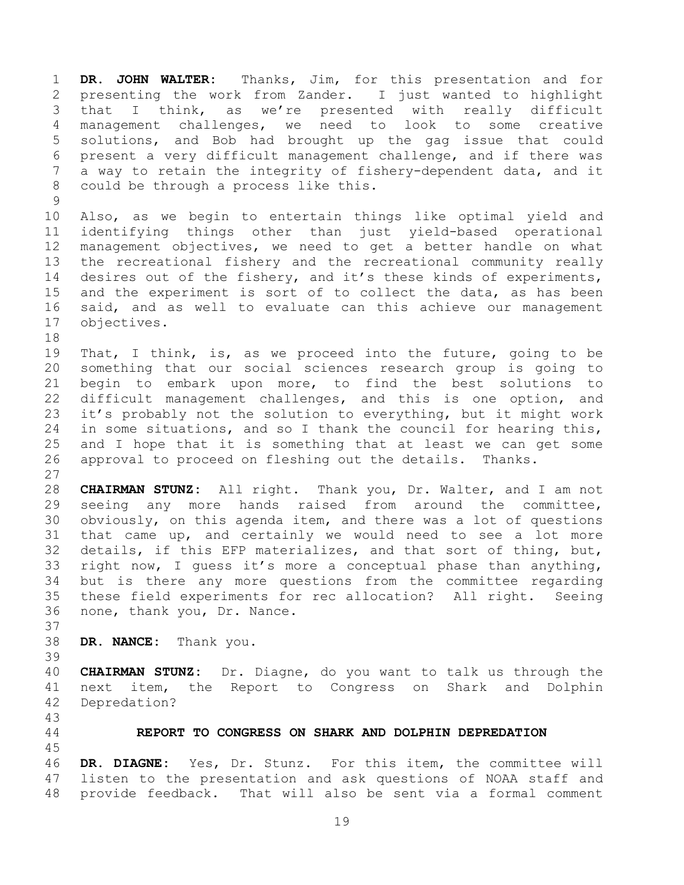**DR. JOHN WALTER:** Thanks, Jim, for this presentation and for presenting the work from Zander. I just wanted to highlight that I think, as we're presented with really difficult management challenges, we need to look to some creative solutions, and Bob had brought up the gag issue that could present a very difficult management challenge, and if there was a way to retain the integrity of fishery-dependent data, and it could be through a process like this.

Also, as we begin to entertain things like optimal yield and identifying things other than just yield-based operational management objectives, we need to get a better handle on what the recreational fishery and the recreational community really desires out of the fishery, and it's these kinds of experiments, and the experiment is sort of to collect the data, as has been said, and as well to evaluate can this achieve our management objectives.

That, I think, is, as we proceed into the future, going to be something that our social sciences research group is going to begin to embark upon more, to find the best solutions to difficult management challenges, and this is one option, and it's probably not the solution to everything, but it might work in some situations, and so I thank the council for hearing this, and I hope that it is something that at least we can get some approval to proceed on fleshing out the details. Thanks.

**CHAIRMAN STUNZ:** All right. Thank you, Dr. Walter, and I am not seeing any more hands raised from around the committee, obviously, on this agenda item, and there was a lot of questions that came up, and certainly we would need to see a lot more details, if this EFP materializes, and that sort of thing, but, right now, I guess it's more a conceptual phase than anything, but is there any more questions from the committee regarding these field experiments for rec allocation? All right. Seeing none, thank you, Dr. Nance.

**DR. NANCE:** Thank you.

**CHAIRMAN STUNZ:** Dr. Diagne, do you want to talk us through the next item, the Report to Congress on Shark and Dolphin Depredation?

## REPORT TO CONGRESS ON SHARK AND DOLPHIN DEPREDATION

**DR. DIAGNE:** Yes, Dr. Stunz. For this item, the committee will listen to the presentation and ask questions of NOAA staff and provide feedback. That will also be sent via a formal comment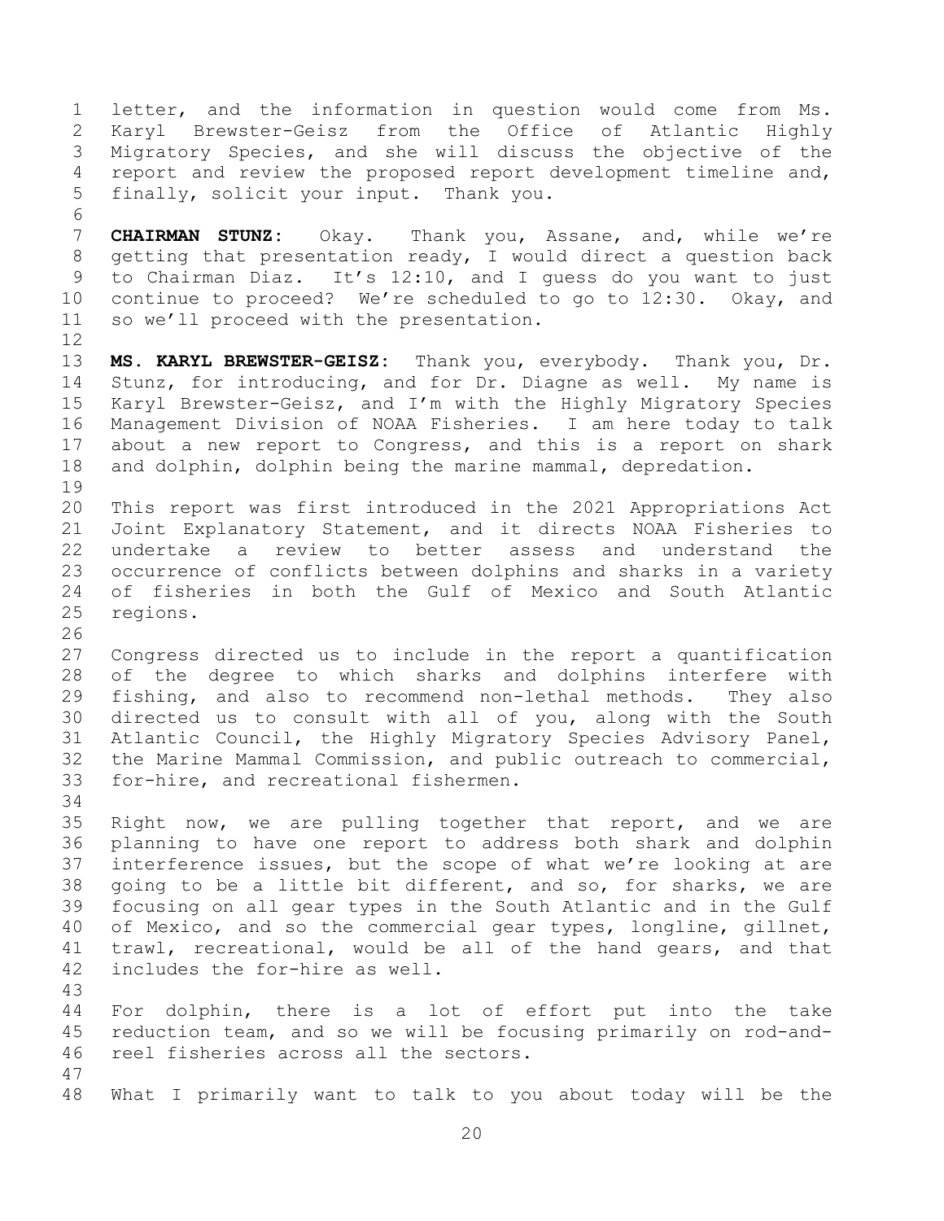letter, and the information in question would come from Ms. Karyl Brewster-Geisz from the Office of Atlantic Highly Migratory Species, and she will discuss the objective of the report and review the proposed report development timeline and, finally, solicit your input. Thank you.

**CHAIRMAN STUNZ:** Okay. Thank you, Assane, and, while we're getting that presentation ready, I would direct a question back to Chairman Diaz. It's 12:10, and I guess do you want to just continue to proceed? We're scheduled to go to 12:30. Okay, and so we'll proceed with the presentation.

**MS. KARYL BREWSTER-GEISZ:** Thank you, everybody. Thank you, Dr. Stunz, for introducing, and for Dr. Diagne as well. My name is Karyl Brewster-Geisz, and I'm with the Highly Migratory Species Management Division of NOAA Fisheries. I am here today to talk about a new report to Congress, and this is a report on shark and dolphin, dolphin being the marine mammal, depredation.

This report was first introduced in the 2021 Appropriations Act Joint Explanatory Statement, and it directs NOAA Fisheries to undertake a review to better assess and understand the occurrence of conflicts between dolphins and sharks in a variety of fisheries in both the Gulf of Mexico and South Atlantic regions.

Congress directed us to include in the report a quantification of the degree to which sharks and dolphins interfere with fishing, and also to recommend non-lethal methods. They also directed us to consult with all of you, along with the South Atlantic Council, the Highly Migratory Species Advisory Panel, the Marine Mammal Commission, and public outreach to commercial, for-hire, and recreational fishermen.

Right now, we are pulling together that report, and we are planning to have one report to address both shark and dolphin interference issues, but the scope of what we're looking at are going to be a little bit different, and so, for sharks, we are focusing on all gear types in the South Atlantic and in the Gulf of Mexico, and so the commercial gear types, longline, gillnet, trawl, recreational, would be all of the hand gears, and that includes the for-hire as well.

For dolphin, there is a lot of effort put into the take reduction team, and so we will be focusing primarily on rod-and-reel fisheries across all the sectors.

What I primarily want to talk to you about today will be the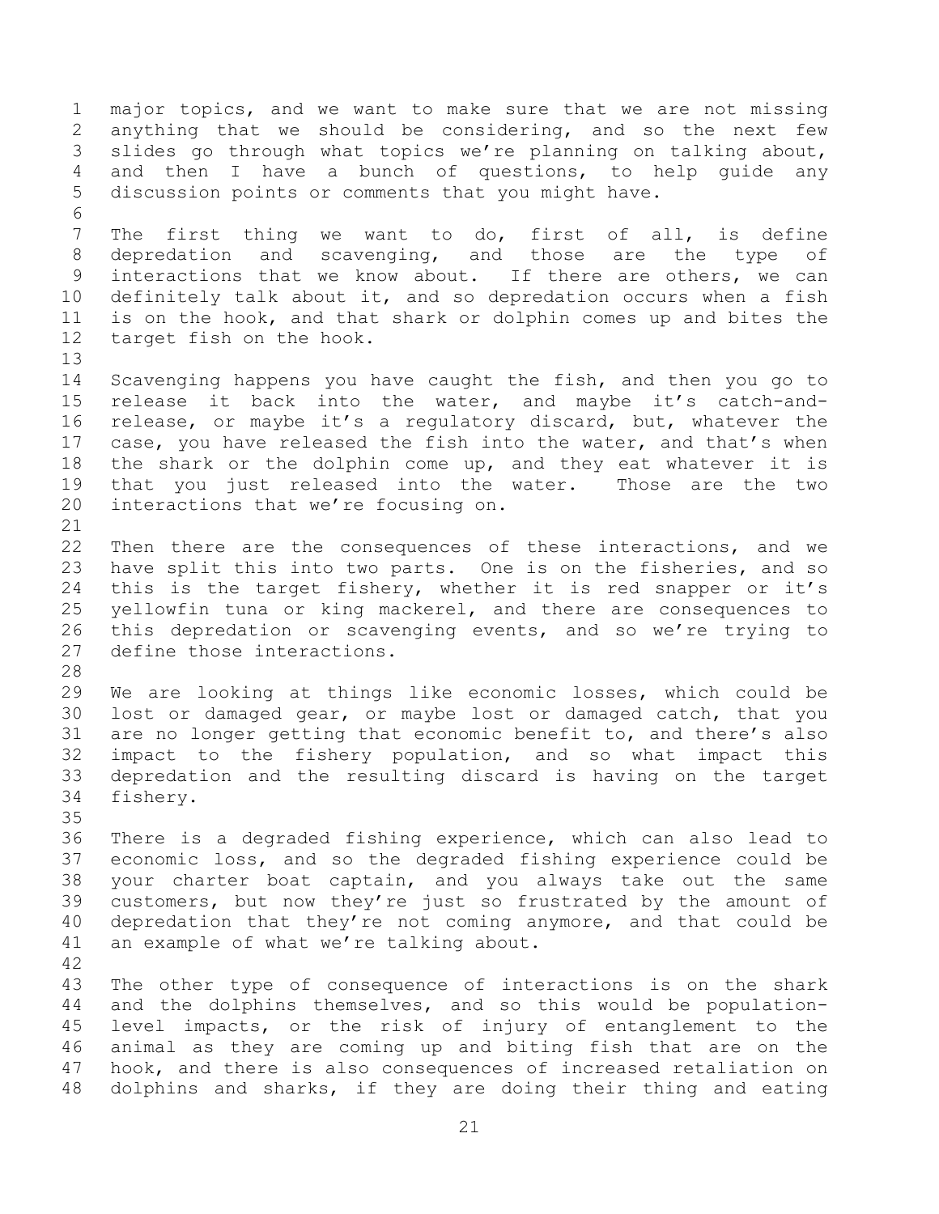major topics, and we want to make sure that we are not missing anything that we should be considering, and so the next few slides go through what topics we're planning on talking about, and then I have a bunch of questions, to help guide any discussion points or comments that you might have.

The first thing we want to do, first of all, is define depredation and scavenging, and those are the type of interactions that we know about. If there are others, we can definitely talk about it, and so depredation occurs when a fish is on the hook, and that shark or dolphin comes up and bites the target fish on the hook.

Scavenging happens you have caught the fish, and then you go to release it back into the water, and maybe it's catch-and-release, or maybe it's a regulatory discard, but, whatever the case, you have released the fish into the water, and that's when the shark or the dolphin come up, and they eat whatever it is that you just released into the water. Those are the two interactions that we're focusing on.

Then there are the consequences of these interactions, and we have split this into two parts. One is on the fisheries, and so this is the target fishery, whether it is red snapper or it's yellowfin tuna or king mackerel, and there are consequences to this depredation or scavenging events, and so we're trying to define those interactions.

We are looking at things like economic losses, which could be lost or damaged gear, or maybe lost or damaged catch, that you are no longer getting that economic benefit to, and there's also impact to the fishery population, and so what impact this depredation and the resulting discard is having on the target fishery.

There is a degraded fishing experience, which can also lead to economic loss, and so the degraded fishing experience could be your charter boat captain, and you always take out the same customers, but now they're just so frustrated by the amount of depredation that they're not coming anymore, and that could be an example of what we're talking about.

The other type of consequence of interactions is on the shark and the dolphins themselves, and so this would be population-level impacts, or the risk of injury of entanglement to the animal as they are coming up and biting fish that are on the hook, and there is also consequences of increased retaliation on dolphins and sharks, if they are doing their thing and eating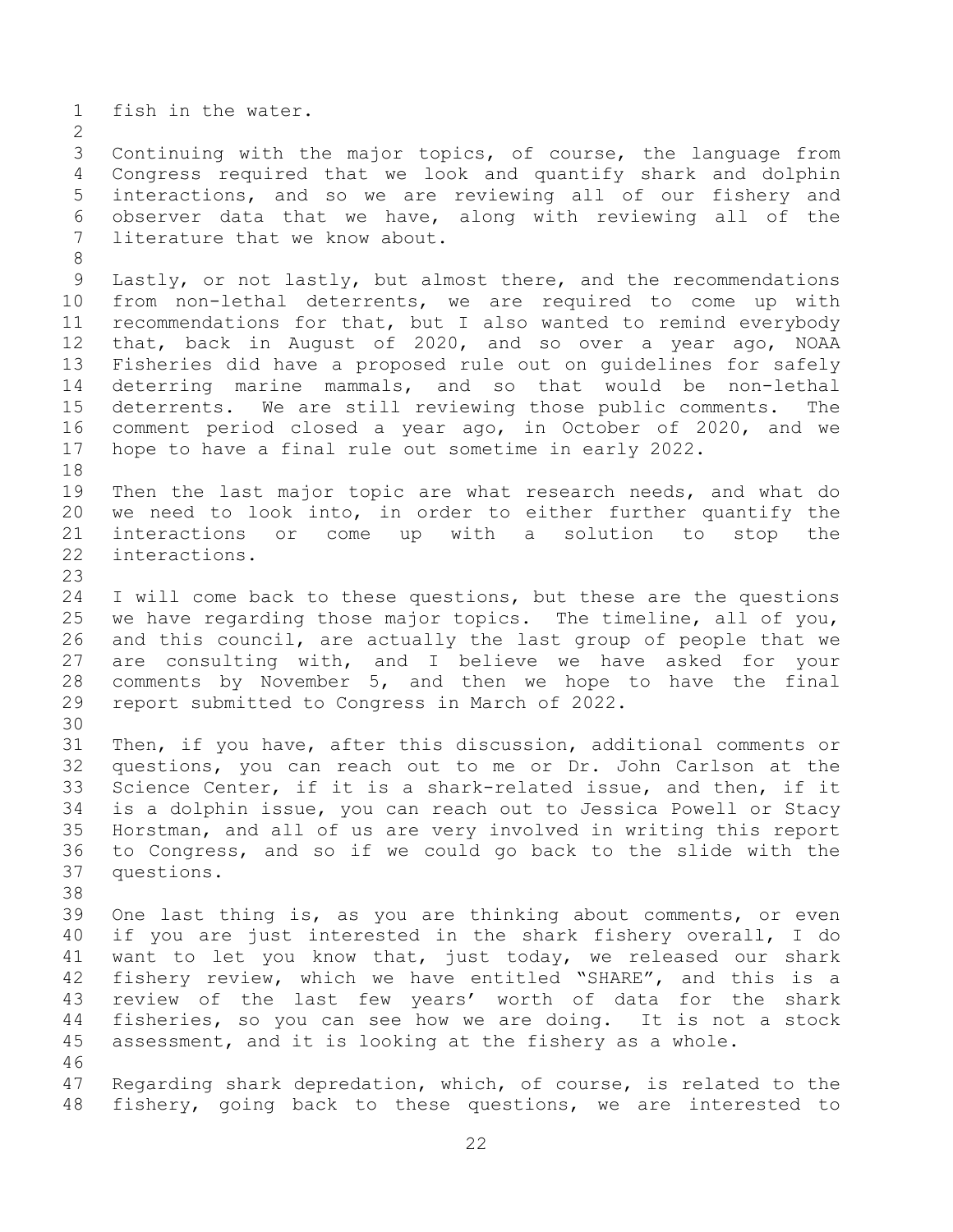fish in the water.

Continuing with the major topics, of course, the language from Congress required that we look and quantify shark and dolphin interactions, and so we are reviewing all of our fishery and observer data that we have, along with reviewing all of the literature that we know about.

Lastly, or not lastly, but almost there, and the recommendations from non-lethal deterrents, we are required to come up with recommendations for that, but I also wanted to remind everybody that, back in August of 2020, and so over a year ago, NOAA Fisheries did have a proposed rule out on guidelines for safely deterring marine mammals, and so that would be non-lethal deterrents. We are still reviewing those public comments. The comment period closed a year ago, in October of 2020, and we hope to have a final rule out sometime in early 2022.

Then the last major topic are what research needs, and what do we need to look into, in order to either further quantify the interactions or come up with a solution to stop the interactions.

I will come back to these questions, but these are the questions we have regarding those major topics. The timeline, all of you, and this council, are actually the last group of people that we are consulting with, and I believe we have asked for your comments by November 5, and then we hope to have the final report submitted to Congress in March of 2022.

Then, if you have, after this discussion, additional comments or questions, you can reach out to me or Dr. John Carlson at the Science Center, if it is a shark-related issue, and then, if it is a dolphin issue, you can reach out to Jessica Powell or Stacy Horstman, and all of us are very involved in writing this report to Congress, and so if we could go back to the slide with the questions.

One last thing is, as you are thinking about comments, or even if you are just interested in the shark fishery overall, I do want to let you know that, just today, we released our shark fishery review, which we have entitled "SHARE", and this is a review of the last few years' worth of data for the shark fisheries, so you can see how we are doing. It is not a stock assessment, and it is looking at the fishery as a whole.

Regarding shark depredation, which, of course, is related to the fishery, going back to these questions, we are interested to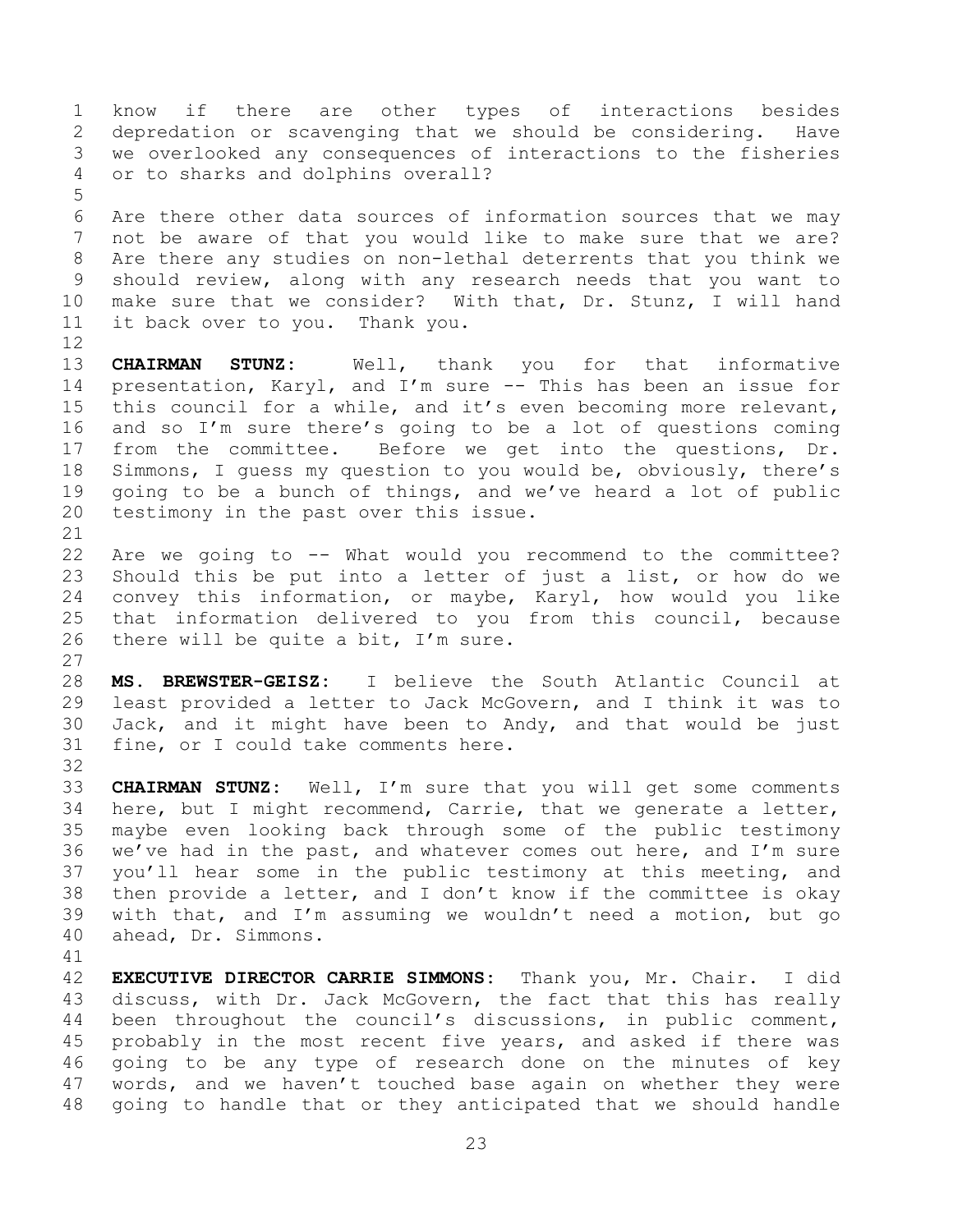know if there are other types of interactions besides depredation or scavenging that we should be considering. Have we overlooked any consequences of interactions to the fisheries or to sharks and dolphins overall?

Are there other data sources of information sources that we may not be aware of that you would like to make sure that we are? Are there any studies on non-lethal deterrents that you think we should review, along with any research needs that you want to make sure that we consider? With that, Dr. Stunz, I will hand it back over to you. Thank you.

**CHAIRMAN STUNZ:** Well, thank you for that informative presentation, Karyl, and I'm sure -- This has been an issue for this council for a while, and it's even becoming more relevant, and so I'm sure there's going to be a lot of questions coming from the committee. Before we get into the questions, Dr. Simmons, I guess my question to you would be, obviously, there's going to be a bunch of things, and we've heard a lot of public testimony in the past over this issue.

Are we going to -- What would you recommend to the committee? Should this be put into a letter of just a list, or how do we convey this information, or maybe, Karyl, how would you like that information delivered to you from this council, because there will be quite a bit, I'm sure.

**MS. BREWSTER-GEISZ:** I believe the South Atlantic Council at least provided a letter to Jack McGovern, and I think it was to Jack, and it might have been to Andy, and that would be just fine, or I could take comments here.

**CHAIRMAN STUNZ:** Well, I'm sure that you will get some comments here, but I might recommend, Carrie, that we generate a letter, maybe even looking back through some of the public testimony we've had in the past, and whatever comes out here, and I'm sure you'll hear some in the public testimony at this meeting, and then provide a letter, and I don't know if the committee is okay with that, and I'm assuming we wouldn't need a motion, but go ahead, Dr. Simmons.

**EXECUTIVE DIRECTOR CARRIE SIMMONS:** Thank you, Mr. Chair. I did discuss, with Dr. Jack McGovern, the fact that this has really been throughout the council's discussions, in public comment, probably in the most recent five years, and asked if there was going to be any type of research done on the minutes of key words, and we haven't touched base again on whether they were going to handle that or they anticipated that we should handle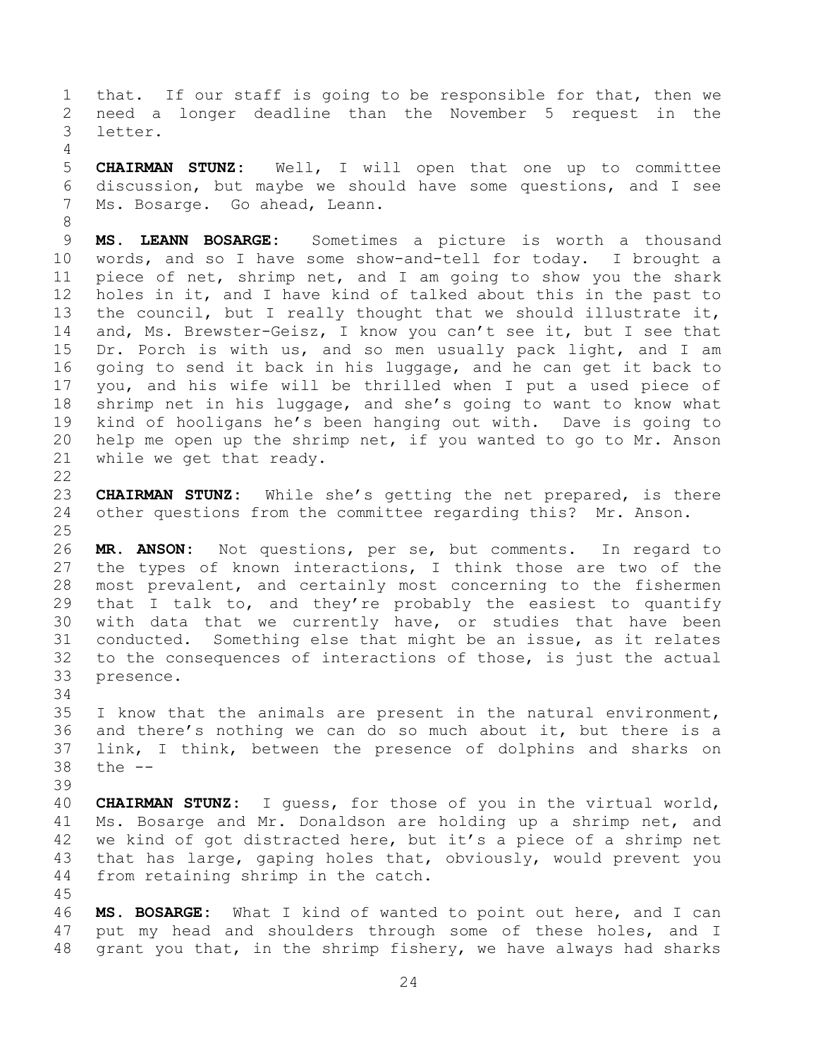that. If our staff is going to be responsible for that, then we need a longer deadline than the November 5 request in the letter.

**CHAIRMAN STUNZ:** Well, I will open that one up to committee discussion, but maybe we should have some questions, and I see Ms. Bosarge. Go ahead, Leann.

**MS. LEANN BOSARGE:** Sometimes a picture is worth a thousand words, and so I have some show-and-tell for today. I brought a piece of net, shrimp net, and I am going to show you the shark holes in it, and I have kind of talked about this in the past to the council, but I really thought that we should illustrate it, and, Ms. Brewster-Geisz, I know you can't see it, but I see that Dr. Porch is with us, and so men usually pack light, and I am going to send it back in his luggage, and he can get it back to you, and his wife will be thrilled when I put a used piece of shrimp net in his luggage, and she's going to want to know what kind of hooligans he's been hanging out with. Dave is going to help me open up the shrimp net, if you wanted to go to Mr. Anson while we get that ready.

**CHAIRMAN STUNZ:** While she's getting the net prepared, is there other questions from the committee regarding this? Mr. Anson.

**MR. ANSON:** Not questions, per se, but comments. In regard to the types of known interactions, I think those are two of the most prevalent, and certainly most concerning to the fishermen that I talk to, and they're probably the easiest to quantify with data that we currently have, or studies that have been conducted. Something else that might be an issue, as it relates to the consequences of interactions of those, is just the actual presence.

I know that the animals are present in the natural environment, and there's nothing we can do so much about it, but there is a link, I think, between the presence of dolphins and sharks on the --

**CHAIRMAN STUNZ:** I guess, for those of you in the virtual world, Ms. Bosarge and Mr. Donaldson are holding up a shrimp net, and we kind of got distracted here, but it's a piece of a shrimp net that has large, gaping holes that, obviously, would prevent you from retaining shrimp in the catch.

**MS. BOSARGE:** What I kind of wanted to point out here, and I can put my head and shoulders through some of these holes, and I grant you that, in the shrimp fishery, we have always had sharks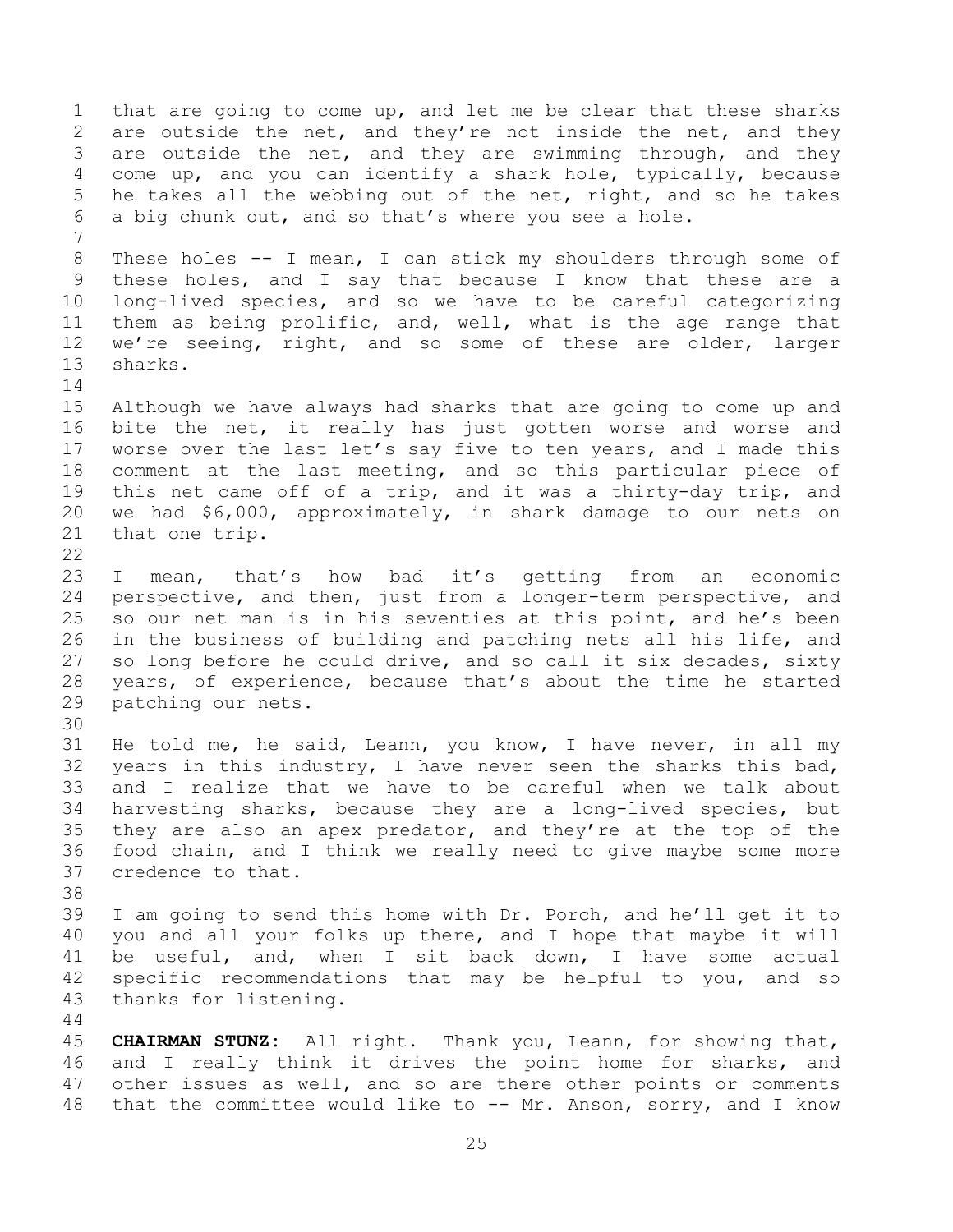that are going to come up, and let me be clear that these sharks are outside the net, and they're not inside the net, and they are outside the net, and they are swimming through, and they come up, and you can identify a shark hole, typically, because he takes all the webbing out of the net, right, and so he takes a big chunk out, and so that's where you see a hole.

These holes -- I mean, I can stick my shoulders through some of these holes, and I say that because I know that these are a long-lived species, and so we have to be careful categorizing them as being prolific, and, well, what is the age range that we're seeing, right, and so some of these are older, larger sharks.

Although we have always had sharks that are going to come up and bite the net, it really has just gotten worse and worse and worse over the last let's say five to ten years, and I made this comment at the last meeting, and so this particular piece of this net came off of a trip, and it was a thirty-day trip, and we had $6,000, approximately, in shark damage to our nets on that one trip.

I mean, that's how bad it's getting from an economic perspective, and then, just from a longer-term perspective, and so our net man is in his seventies at this point, and he's been in the business of building and patching nets all his life, and so long before he could drive, and so call it six decades, sixty years, of experience, because that's about the time he started patching our nets.

He told me, he said, Leann, you know, I have never, in all my years in this industry, I have never seen the sharks this bad, and I realize that we have to be careful when we talk about harvesting sharks, because they are a long-lived species, but they are also an apex predator, and they're at the top of the food chain, and I think we really need to give maybe some more credence to that.

I am going to send this home with Dr. Porch, and he'll get it to you and all your folks up there, and I hope that maybe it will be useful, and, when I sit back down, I have some actual specific recommendations that may be helpful to you, and so thanks for listening.

**CHAIRMAN STUNZ:** All right. Thank you, Leann, for showing that, and I really think it drives the point home for sharks, and other issues as well, and so are there other points or comments that the committee would like to -- Mr. Anson, sorry, and I know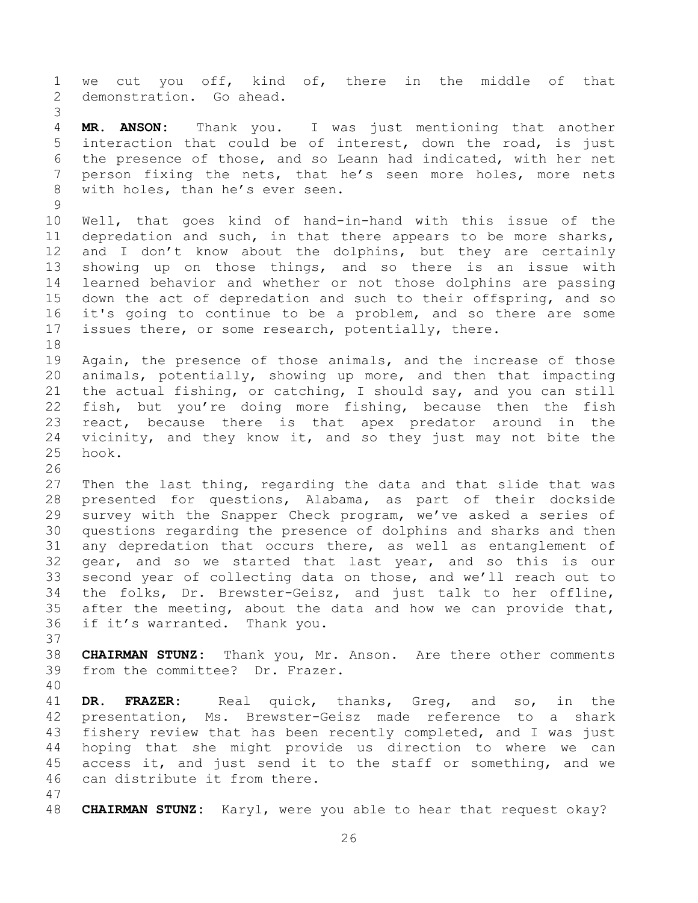we cut you off, kind of, there in the middle of that demonstration. Go ahead.

**MR. ANSON:** Thank you. I was just mentioning that another interaction that could be of interest, down the road, is just the presence of those, and so Leann had indicated, with her net person fixing the nets, that he's seen more holes, more nets with holes, than he's ever seen.

Well, that goes kind of hand-in-hand with this issue of the depredation and such, in that there appears to be more sharks, and I don't know about the dolphins, but they are certainly showing up on those things, and so there is an issue with learned behavior and whether or not those dolphins are passing down the act of depredation and such to their offspring, and so it's going to continue to be a problem, and so there are some issues there, or some research, potentially, there.

Again, the presence of those animals, and the increase of those animals, potentially, showing up more, and then that impacting the actual fishing, or catching, I should say, and you can still fish, but you're doing more fishing, because then the fish react, because there is that apex predator around in the vicinity, and they know it, and so they just may not bite the hook.

Then the last thing, regarding the data and that slide that was presented for questions, Alabama, as part of their dockside survey with the Snapper Check program, we've asked a series of questions regarding the presence of dolphins and sharks and then any depredation that occurs there, as well as entanglement of gear, and so we started that last year, and so this is our second year of collecting data on those, and we'll reach out to the folks, Dr. Brewster-Geisz, and just talk to her offline, after the meeting, about the data and how we can provide that, if it's warranted. Thank you.

**CHAIRMAN STUNZ:** Thank you, Mr. Anson. Are there other comments from the committee? Dr. Frazer.

**DR. FRAZER:** Real quick, thanks, Greg, and so, in the presentation, Ms. Brewster-Geisz made reference to a shark fishery review that has been recently completed, and I was just hoping that she might provide us direction to where we can access it, and just send it to the staff or something, and we can distribute it from there.

**CHAIRMAN STUNZ:** Karyl, were you able to hear that request okay?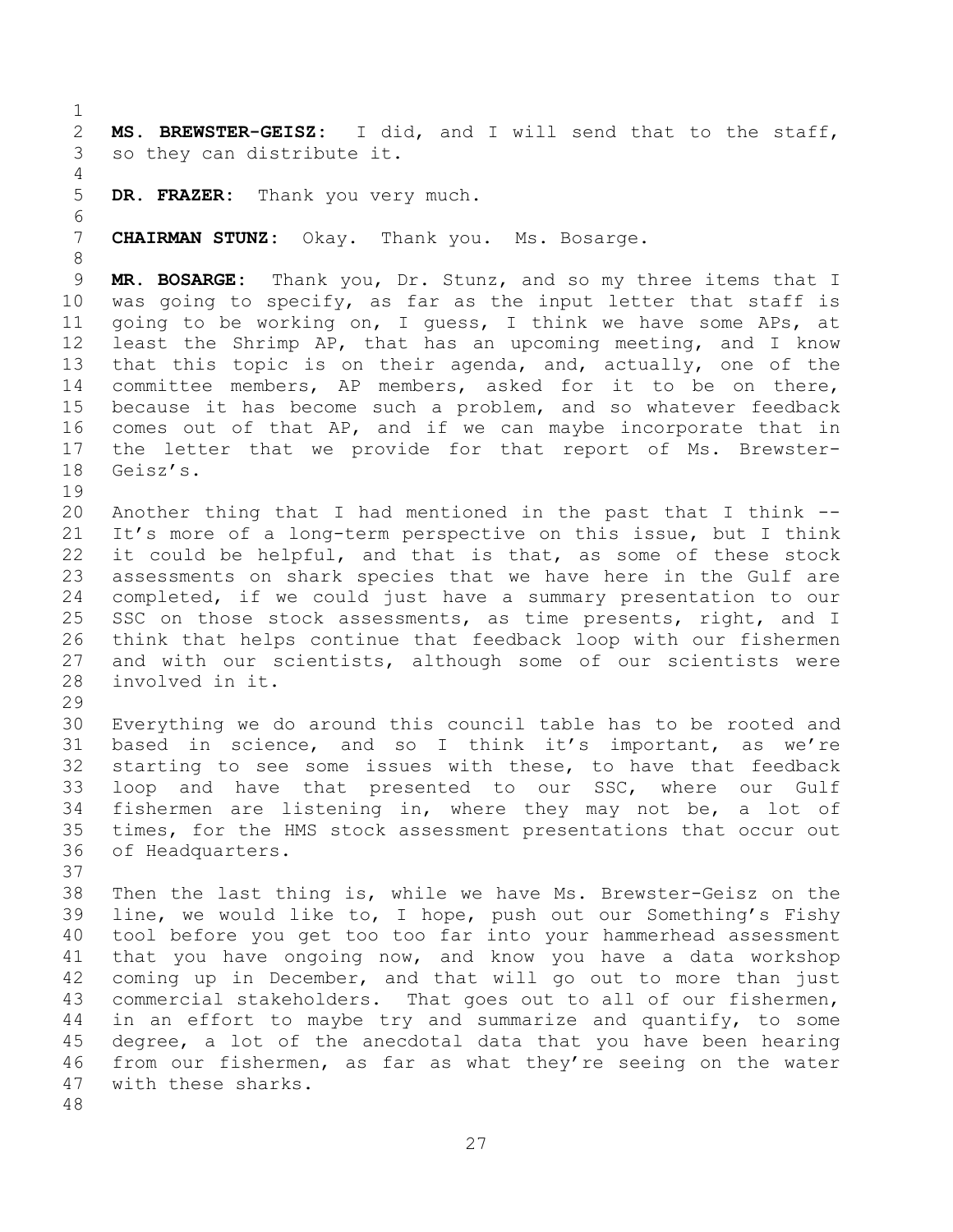**MS. BREWSTER-GEISZ:** I did, and I will send that to the staff, so they can distribute it.

**DR. FRAZER:** Thank you very much.

**CHAIRMAN STUNZ:** Okay. Thank you. Ms. Bosarge.

**MR. BOSARGE:** Thank you, Dr. Stunz, and so my three items that I was going to specify, as far as the input letter that staff is going to be working on, I guess, I think we have some APs, at least the Shrimp AP, that has an upcoming meeting, and I know that this topic is on their agenda, and, actually, one of the committee members, AP members, asked for it to be on there, because it has become such a problem, and so whatever feedback comes out of that AP, and if we can maybe incorporate that in the letter that we provide for that report of Ms. Brewster-Geisz's.

Another thing that I had mentioned in the past that I think -- It's more of a long-term perspective on this issue, but I think it could be helpful, and that is that, as some of these stock assessments on shark species that we have here in the Gulf are completed, if we could just have a summary presentation to our SSC on those stock assessments, as time presents, right, and I think that helps continue that feedback loop with our fishermen and with our scientists, although some of our scientists were involved in it.

Everything we do around this council table has to be rooted and based in science, and so I think it's important, as we're starting to see some issues with these, to have that feedback loop and have that presented to our SSC, where our Gulf fishermen are listening in, where they may not be, a lot of times, for the HMS stock assessment presentations that occur out of Headquarters.

Then the last thing is, while we have Ms. Brewster-Geisz on the line, we would like to, I hope, push out our Something's Fishy tool before you get too too far into your hammerhead assessment that you have ongoing now, and know you have a data workshop coming up in December, and that will go out to more than just commercial stakeholders. That goes out to all of our fishermen, in an effort to maybe try and summarize and quantify, to some degree, a lot of the anecdotal data that you have been hearing from our fishermen, as far as what they're seeing on the water with these sharks.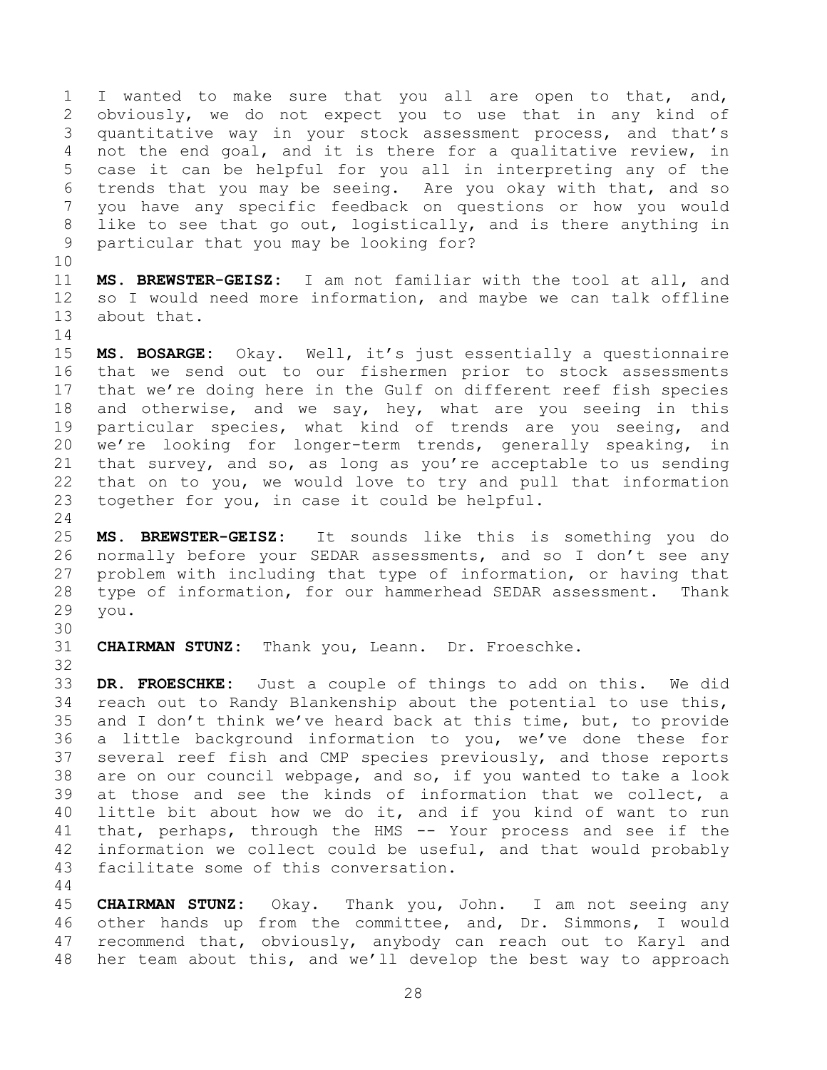I wanted to make sure that you all are open to that, and, obviously, we do not expect you to use that in any kind of quantitative way in your stock assessment process, and that's not the end goal, and it is there for a qualitative review, in case it can be helpful for you all in interpreting any of the trends that you may be seeing. Are you okay with that, and so you have any specific feedback on questions or how you would like to see that go out, logistically, and is there anything in particular that you may be looking for?

**MS. BREWSTER-GEISZ:** I am not familiar with the tool at all, and so I would need more information, and maybe we can talk offline about that.

**MS. BOSARGE:** Okay. Well, it's just essentially a questionnaire that we send out to our fishermen prior to stock assessments that we're doing here in the Gulf on different reef fish species and otherwise, and we say, hey, what are you seeing in this particular species, what kind of trends are you seeing, and we're looking for longer-term trends, generally speaking, in that survey, and so, as long as you're acceptable to us sending that on to you, we would love to try and pull that information together for you, in case it could be helpful.

**MS. BREWSTER-GEISZ:** It sounds like this is something you do normally before your SEDAR assessments, and so I don't see any problem with including that type of information, or having that type of information, for our hammerhead SEDAR assessment. Thank you.

**CHAIRMAN STUNZ:** Thank you, Leann. Dr. Froeschke.

**DR. FROESCHKE:** Just a couple of things to add on this. We did reach out to Randy Blankenship about the potential to use this, and I don't think we've heard back at this time, but, to provide a little background information to you, we've done these for several reef fish and CMP species previously, and those reports are on our council webpage, and so, if you wanted to take a look at those and see the kinds of information that we collect, a little bit about how we do it, and if you kind of want to run that, perhaps, through the HMS -- Your process and see if the information we collect could be useful, and that would probably facilitate some of this conversation.

**CHAIRMAN STUNZ:** Okay. Thank you, John. I am not seeing any other hands up from the committee, and, Dr. Simmons, I would recommend that, obviously, anybody can reach out to Karyl and her team about this, and we'll develop the best way to approach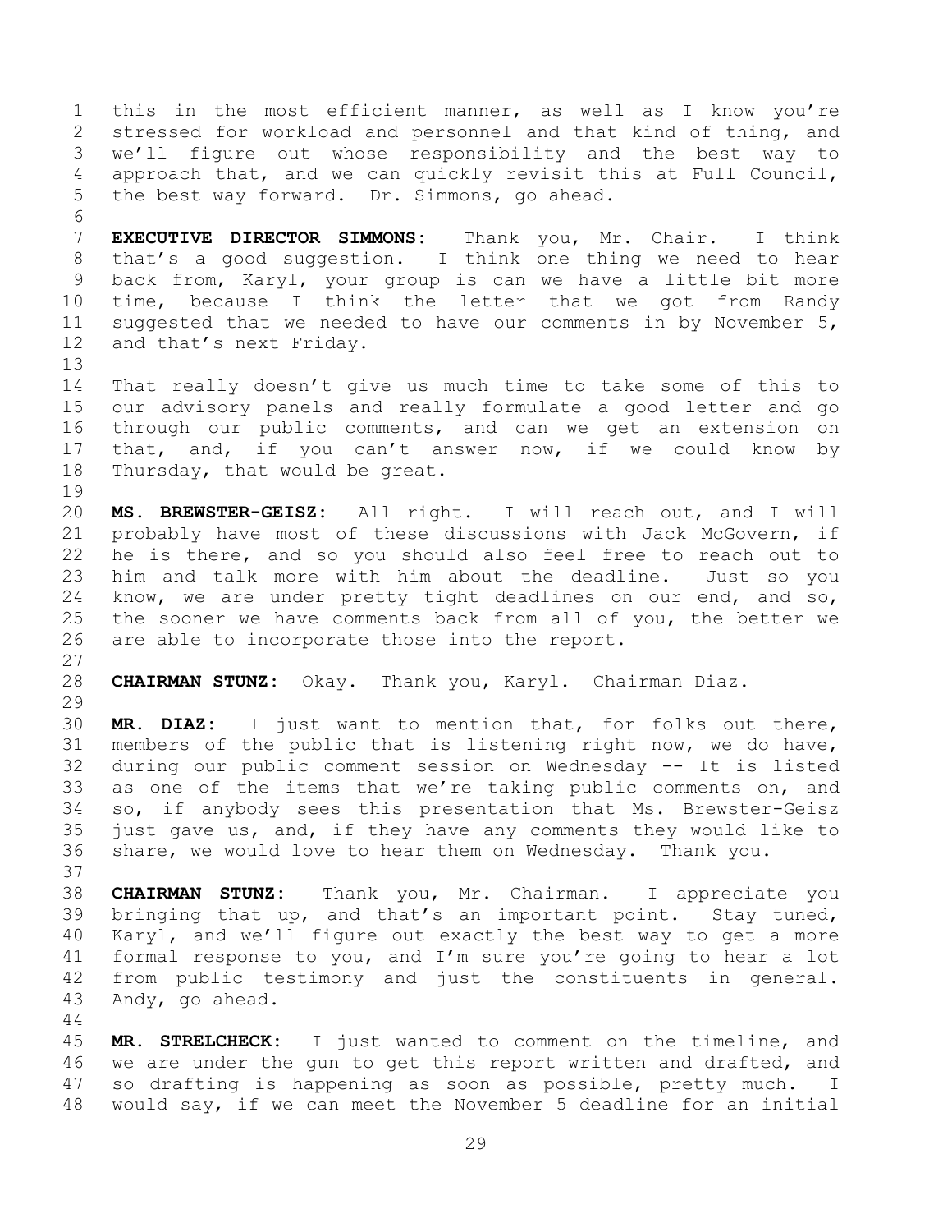this in the most efficient manner, as well as I know you're stressed for workload and personnel and that kind of thing, and we'll figure out whose responsibility and the best way to approach that, and we can quickly revisit this at Full Council, the best way forward. Dr. Simmons, go ahead.

**EXECUTIVE DIRECTOR SIMMONS:** Thank you, Mr. Chair. I think that's a good suggestion. I think one thing we need to hear back from, Karyl, your group is can we have a little bit more time, because I think the letter that we got from Randy suggested that we needed to have our comments in by November 5, and that's next Friday.

That really doesn't give us much time to take some of this to our advisory panels and really formulate a good letter and go through our public comments, and can we get an extension on that, and, if you can't answer now, if we could know by Thursday, that would be great.

**MS. BREWSTER-GEISZ:** All right. I will reach out, and I will probably have most of these discussions with Jack McGovern, if he is there, and so you should also feel free to reach out to him and talk more with him about the deadline. Just so you know, we are under pretty tight deadlines on our end, and so, the sooner we have comments back from all of you, the better we are able to incorporate those into the report.

**CHAIRMAN STUNZ:** Okay. Thank you, Karyl. Chairman Diaz.

**MR. DIAZ:** I just want to mention that, for folks out there, members of the public that is listening right now, we do have, during our public comment session on Wednesday -- It is listed as one of the items that we're taking public comments on, and so, if anybody sees this presentation that Ms. Brewster-Geisz just gave us, and, if they have any comments they would like to share, we would love to hear them on Wednesday. Thank you.

**CHAIRMAN STUNZ:** Thank you, Mr. Chairman. I appreciate you bringing that up, and that's an important point. Stay tuned, Karyl, and we'll figure out exactly the best way to get a more formal response to you, and I'm sure you're going to hear a lot from public testimony and just the constituents in general. Andy, go ahead.

**MR. STRELCHECK:** I just wanted to comment on the timeline, and we are under the gun to get this report written and drafted, and so drafting is happening as soon as possible, pretty much. I would say, if we can meet the November 5 deadline for an initial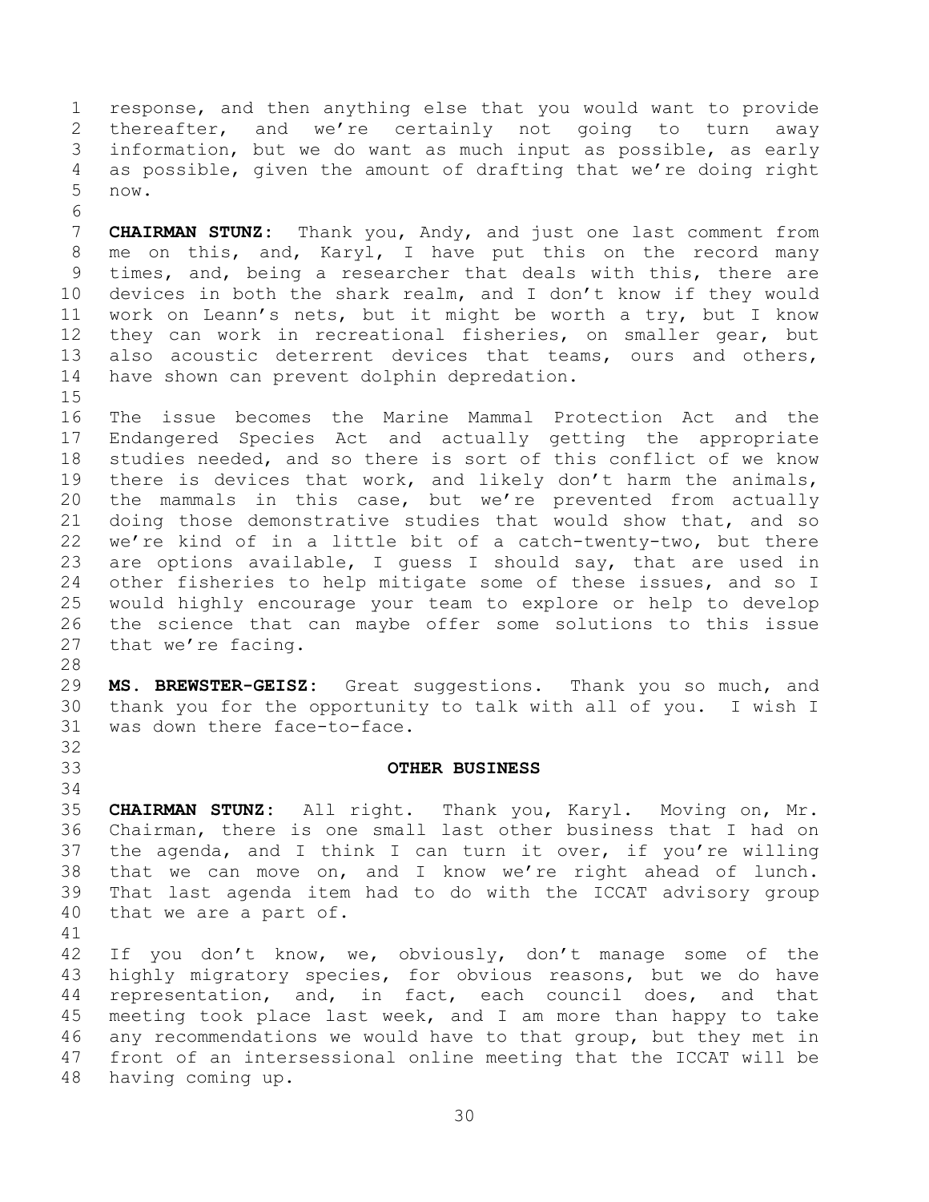response, and then anything else that you would want to provide thereafter, and we're certainly not going to turn away information, but we do want as much input as possible, as early as possible, given the amount of drafting that we're doing right now.

**CHAIRMAN STUNZ:** Thank you, Andy, and just one last comment from me on this, and, Karyl, I have put this on the record many times, and, being a researcher that deals with this, there are devices in both the shark realm, and I don't know if they would work on Leann's nets, but it might be worth a try, but I know they can work in recreational fisheries, on smaller gear, but also acoustic deterrent devices that teams, ours and others, have shown can prevent dolphin depredation.

The issue becomes the Marine Mammal Protection Act and the Endangered Species Act and actually getting the appropriate studies needed, and so there is sort of this conflict of we know there is devices that work, and likely don't harm the animals, the mammals in this case, but we're prevented from actually doing those demonstrative studies that would show that, and so we're kind of in a little bit of a catch-twenty-two, but there are options available, I guess I should say, that are used in other fisheries to help mitigate some of these issues, and so I would highly encourage your team to explore or help to develop the science that can maybe offer some solutions to this issue that we're facing.

**MS. BREWSTER-GEISZ:** Great suggestions. Thank you so much, and thank you for the opportunity to talk with all of you. I wish I was down there face-to-face.

## OTHER BUSINESS

**CHAIRMAN STUNZ:** All right. Thank you, Karyl. Moving on, Mr. Chairman, there is one small last other business that I had on the agenda, and I think I can turn it over, if you're willing that we can move on, and I know we're right ahead of lunch. That last agenda item had to do with the ICCAT advisory group that we are a part of.

If you don't know, we, obviously, don't manage some of the highly migratory species, for obvious reasons, but we do have representation, and, in fact, each council does, and that meeting took place last week, and I am more than happy to take any recommendations we would have to that group, but they met in front of an intersessional online meeting that the ICCAT will be having coming up.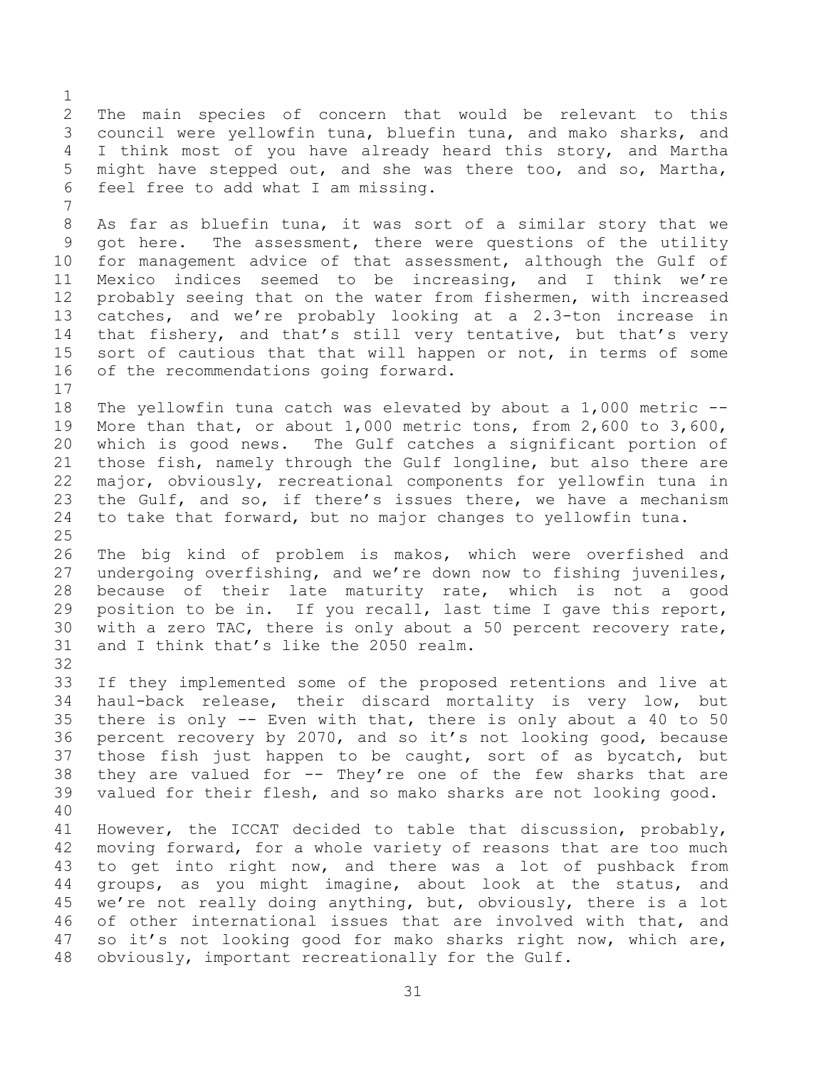The main species of concern that would be relevant to this council were yellowfin tuna, bluefin tuna, and mako sharks, and I think most of you have already heard this story, and Martha might have stepped out, and she was there too, and so, Martha, feel free to add what I am missing.

As far as bluefin tuna, it was sort of a similar story that we got here. The assessment, there were questions of the utility for management advice of that assessment, although the Gulf of Mexico indices seemed to be increasing, and I think we're probably seeing that on the water from fishermen, with increased catches, and we're probably looking at a 2.3-ton increase in that fishery, and that's still very tentative, but that's very sort of cautious that that will happen or not, in terms of some of the recommendations going forward.

The yellowfin tuna catch was elevated by about a 1,000 metric -- More than that, or about 1,000 metric tons, from 2,600 to 3,600, which is good news. The Gulf catches a significant portion of those fish, namely through the Gulf longline, but also there are major, obviously, recreational components for yellowfin tuna in the Gulf, and so, if there's issues there, we have a mechanism to take that forward, but no major changes to yellowfin tuna.

The big kind of problem is makos, which were overfished and undergoing overfishing, and we're down now to fishing juveniles, because of their late maturity rate, which is not a good position to be in. If you recall, last time I gave this report, with a zero TAC, there is only about a 50 percent recovery rate, and I think that's like the 2050 realm.

If they implemented some of the proposed retentions and live at haul-back release, their discard mortality is very low, but there is only -- Even with that, there is only about a 40 to 50 percent recovery by 2070, and so it's not looking good, because those fish just happen to be caught, sort of as bycatch, but they are valued for -- They're one of the few sharks that are valued for their flesh, and so mako sharks are not looking good.

However, the ICCAT decided to table that discussion, probably, moving forward, for a whole variety of reasons that are too much to get into right now, and there was a lot of pushback from groups, as you might imagine, about look at the status, and we're not really doing anything, but, obviously, there is a lot of other international issues that are involved with that, and so it's not looking good for mako sharks right now, which are, obviously, important recreationally for the Gulf.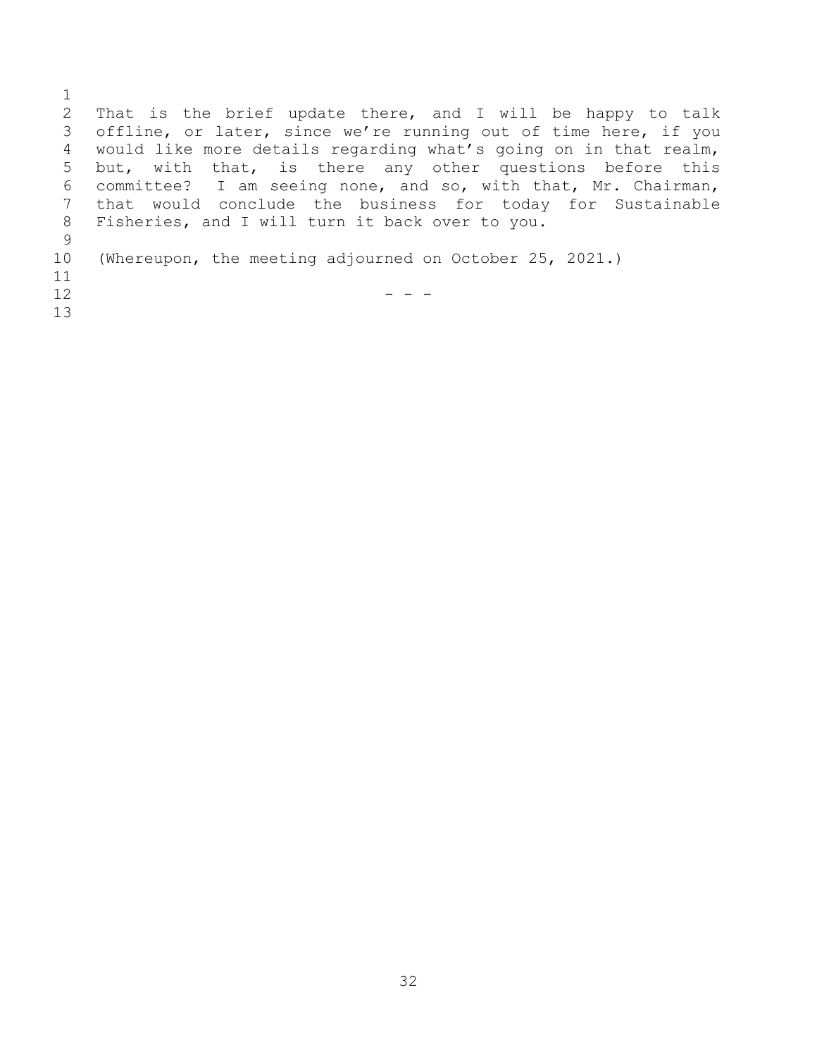That is the brief update there, and I will be happy to talk offline, or later, since we're running out of time here, if you would like more details regarding what's going on in that realm, but, with that, is there any other questions before this committee? I am seeing none, and so, with that, Mr. Chairman, that would conclude the business for today for Sustainable Fisheries, and I will turn it back over to you.

(Whereupon, the meeting adjourned on October 25, 2021.)

- - -